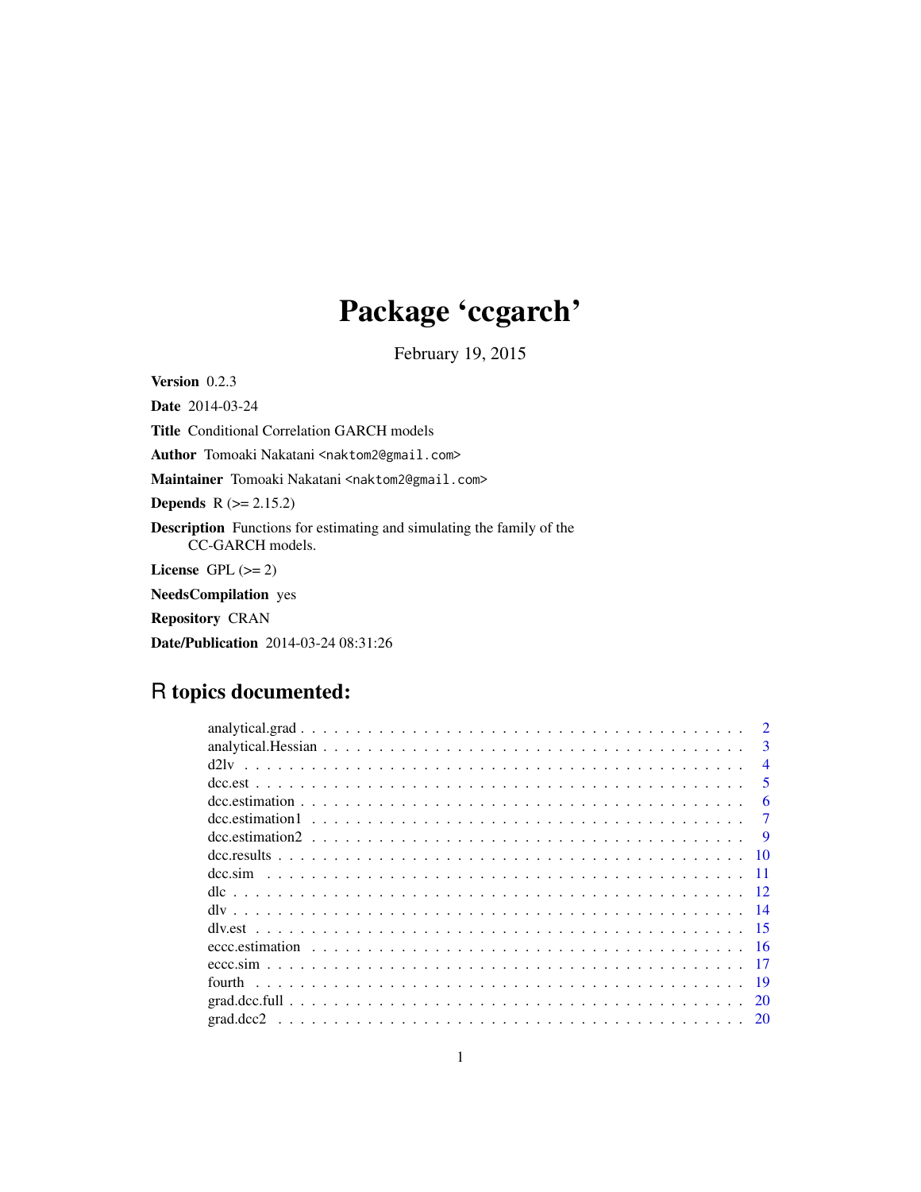# Package 'ccgarch'

February 19, 2015

**Version** 0.2.3

**Date** 2014-03-24

**Title** Conditional Correlation GARCH models

**Author** Tomoaki Nakatani <naktom2@gmail.com>

**Maintainer** Tomoaki Nakatani <naktom2@gmail.com>

**Depends** R (>= 2.15.2)

**Description** Functions for estimating and simulating the family of the CC-GARCH models.

**License** GPL (>= 2)

**NeedsCompilation** yes

**Repository** CRAN

**Date/Publication** 2014-03-24 08:31:26

## R topics documented:

| | |
|---|---|
| analytical.grad | 2 |
| analytical.Hessian | 3 |
| d2lv | 4 |
| dcc.est | 5 |
| dcc.estimation | 6 |
| dcc.estimation1 | 7 |
| dcc.estimation2 | 9 |
| dcc.results | 10 |
| dcc.sim | 11 |
| dlc | 12 |
| dlv | 14 |
| dlv.est | 15 |
| eccc.estimation | 16 |
| eccc.sim | 17 |
| fourth | 19 |
| grad.dcc.full | 20 |
| grad.dcc2 | 20 |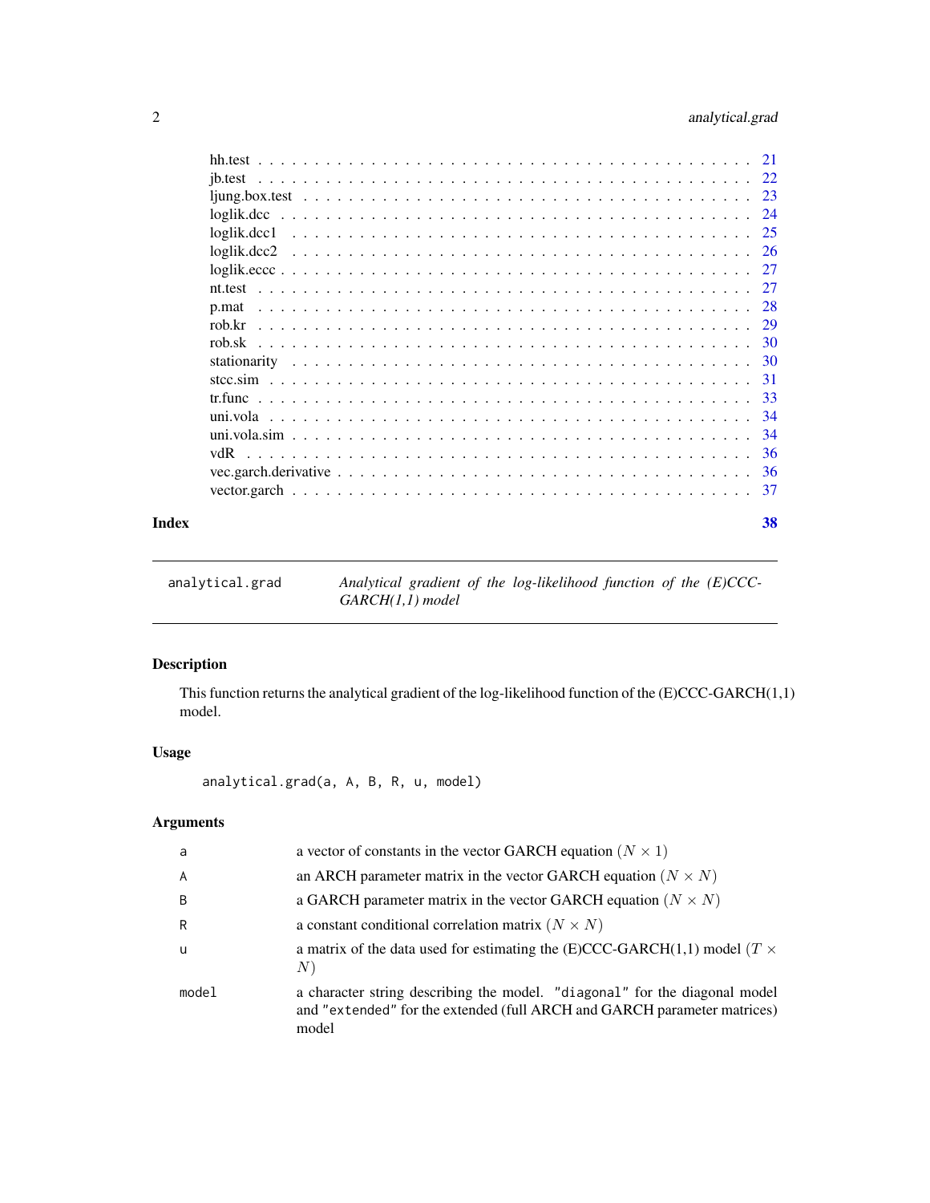hh.test . . . . . . . . . . . . . . . . . . . . . . . . . . . . . . . . . . . . . . . . . . . 21
jb.test . . . . . . . . . . . . . . . . . . . . . . . . . . . . . . . . . . . . . . . . . . . 22
ljung.box.test . . . . . . . . . . . . . . . . . . . . . . . . . . . . . . . . . . . . . . . 23
loglik.dcc . . . . . . . . . . . . . . . . . . . . . . . . . . . . . . . . . . . . . . . . . . 24
loglik.dcc1 . . . . . . . . . . . . . . . . . . . . . . . . . . . . . . . . . . . . . . . . . 25
loglik.dcc2 . . . . . . . . . . . . . . . . . . . . . . . . . . . . . . . . . . . . . . . . . 26
loglik.eccc . . . . . . . . . . . . . . . . . . . . . . . . . . . . . . . . . . . . . . . . . 27
nt.test . . . . . . . . . . . . . . . . . . . . . . . . . . . . . . . . . . . . . . . . . . . 27
p.mat . . . . . . . . . . . . . . . . . . . . . . . . . . . . . . . . . . . . . . . . . . . . 28
rob.kr . . . . . . . . . . . . . . . . . . . . . . . . . . . . . . . . . . . . . . . . . . . . 29
rob.sk . . . . . . . . . . . . . . . . . . . . . . . . . . . . . . . . . . . . . . . . . . . . 30
stationarity . . . . . . . . . . . . . . . . . . . . . . . . . . . . . . . . . . . . . . . . 30
stcc.sim . . . . . . . . . . . . . . . . . . . . . . . . . . . . . . . . . . . . . . . . . . . 31
tr.func . . . . . . . . . . . . . . . . . . . . . . . . . . . . . . . . . . . . . . . . . . . 33
uni.vola . . . . . . . . . . . . . . . . . . . . . . . . . . . . . . . . . . . . . . . . . . . 34
uni.vola.sim . . . . . . . . . . . . . . . . . . . . . . . . . . . . . . . . . . . . . . . . 34
vdR . . . . . . . . . . . . . . . . . . . . . . . . . . . . . . . . . . . . . . . . . . . . . 36
vec.garch.derivative . . . . . . . . . . . . . . . . . . . . . . . . . . . . . . . . . . . 36
vector.garch . . . . . . . . . . . . . . . . . . . . . . . . . . . . . . . . . . . . . . . . 37

**Index** **38**

---

`analytical.grad` *Analytical gradient of the log-likelihood function of the (E)CCC-GARCH(1,1) model*

---

## Description

This function returns the analytical gradient of the log-likelihood function of the (E)CCC-GARCH(1,1) model.

## Usage

```
analytical.grad(a, A, B, R, u, model)
```

## Arguments

| | |
|---|---|
| a | a vector of constants in the vector GARCH equation $(N \times 1)$ |
| A | an ARCH parameter matrix in the vector GARCH equation $(N \times N)$ |
| B | a GARCH parameter matrix in the vector GARCH equation $(N \times N)$ |
| R | a constant conditional correlation matrix $(N \times N)$ |
| u | a matrix of the data used for estimating the (E)CCC-GARCH(1,1) model $(T \times N)$ |
| model | a character string describing the model. "diagonal" for the diagonal model and "extended" for the extended (full ARCH and GARCH parameter matrices) model |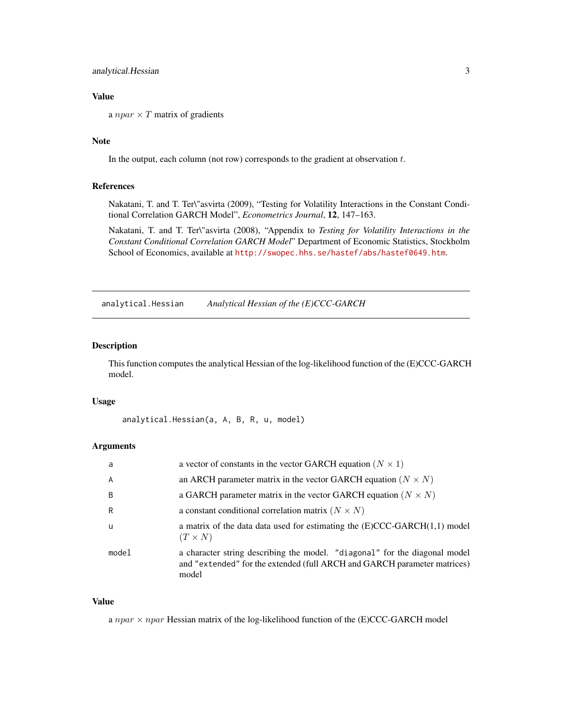### Value

a $npar \times T$ matrix of gradients

### Note

In the output, each column (not row) corresponds to the gradient at observation $t$.

### References

Nakatani, T. and T. Ter\"asvirta (2009), "Testing for Volatility Interactions in the Constant Conditional Correlation GARCH Model", *Econometrics Journal*, **12**, 147–163.

Nakatani, T. and T. Ter\"asvirta (2008), "Appendix to *Testing for Volatility Interactions in the Constant Conditional Correlation GARCH Model*" Department of Economic Statistics, Stockholm School of Economics, available at http://swopec.hhs.se/hastef/abs/hastef0649.htm.

---

## analytical.Hessian — *Analytical Hessian of the (E)CCC-GARCH*

### Description

This function computes the analytical Hessian of the log-likelihood function of the (E)CCC-GARCH model.

### Usage

```
analytical.Hessian(a, A, B, R, u, model)
```

### Arguments

| | |
|---|---|
| `a` | a vector of constants in the vector GARCH equation $(N \times 1)$ |
| `A` | an ARCH parameter matrix in the vector GARCH equation $(N \times N)$ |
| `B` | a GARCH parameter matrix in the vector GARCH equation $(N \times N)$ |
| `R` | a constant conditional correlation matrix $(N \times N)$ |
| `u` | a matrix of the data data used for estimating the (E)CCC-GARCH(1,1) model $(T \times N)$ |
| `model` | a character string describing the model. `"diagonal"` for the diagonal model and `"extended"` for the extended (full ARCH and GARCH parameter matrices) model |

### Value

a $npar \times npar$ Hessian matrix of the log-likelihood function of the (E)CCC-GARCH model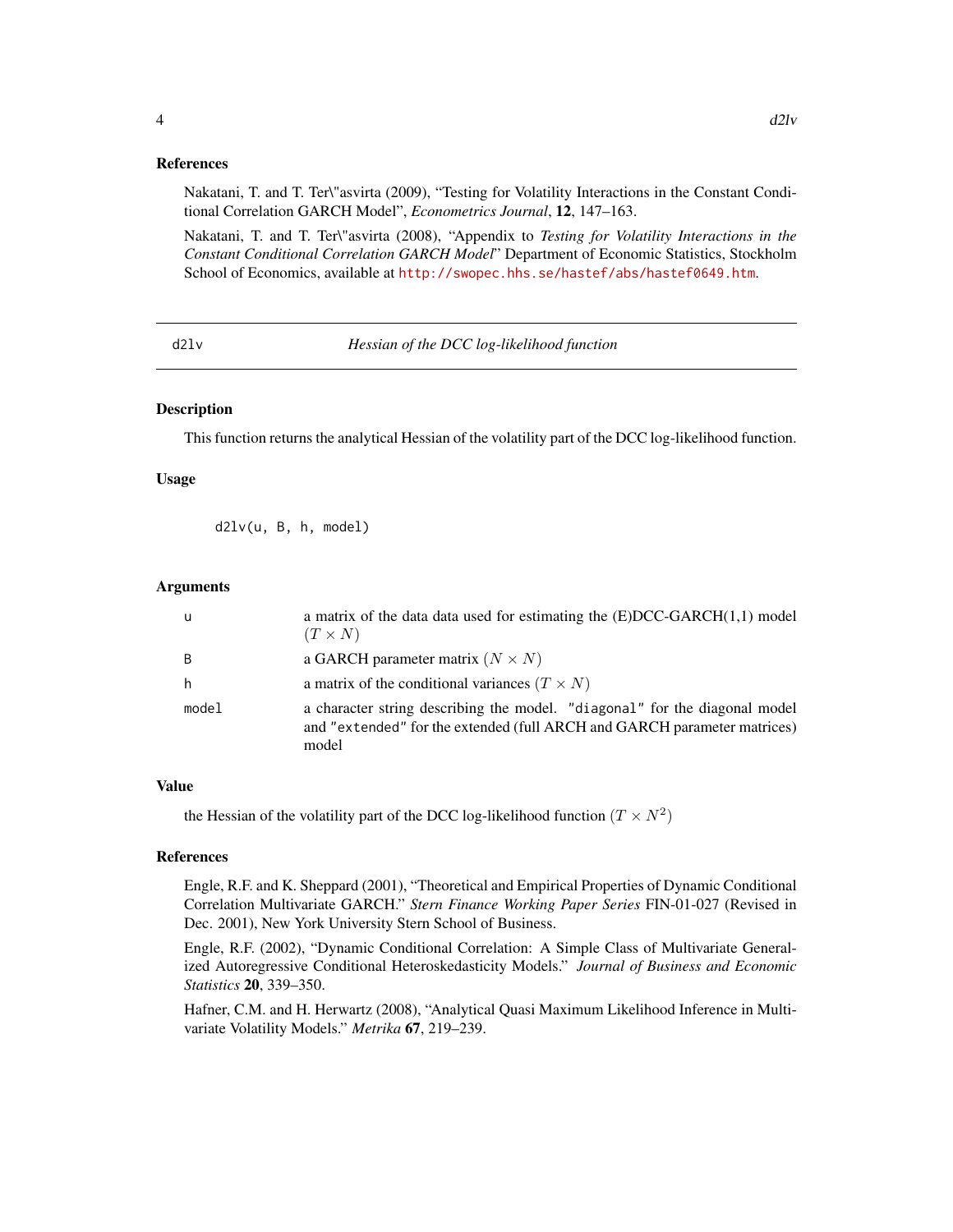### References

Nakatani, T. and T. Ter\"asvirta (2009), "Testing for Volatility Interactions in the Constant Conditional Correlation GARCH Model", *Econometrics Journal*, **12**, 147–163.

Nakatani, T. and T. Ter\"asvirta (2008), "Appendix to *Testing for Volatility Interactions in the Constant Conditional Correlation GARCH Model*" Department of Economic Statistics, Stockholm School of Economics, available at http://swopec.hhs.se/hastef/abs/hastef0649.htm.

---

## d2lv — *Hessian of the DCC log-likelihood function*

---

### Description

This function returns the analytical Hessian of the volatility part of the DCC log-likelihood function.

### Usage

```
d2lv(u, B, h, model)
```

### Arguments

| | |
|---|---|
| u | a matrix of the data data used for estimating the (E)DCC-GARCH(1,1) model $(T \times N)$ |
| B | a GARCH parameter matrix $(N \times N)$ |
| h | a matrix of the conditional variances $(T \times N)$ |
| model | a character string describing the model. "diagonal" for the diagonal model and "extended" for the extended (full ARCH and GARCH parameter matrices) model |

### Value

the Hessian of the volatility part of the DCC log-likelihood function $(T \times N^2)$

### References

Engle, R.F. and K. Sheppard (2001), "Theoretical and Empirical Properties of Dynamic Conditional Correlation Multivariate GARCH." *Stern Finance Working Paper Series* FIN-01-027 (Revised in Dec. 2001), New York University Stern School of Business.

Engle, R.F. (2002), "Dynamic Conditional Correlation: A Simple Class of Multivariate Generalized Autoregressive Conditional Heteroskedasticity Models." *Journal of Business and Economic Statistics* **20**, 339–350.

Hafner, C.M. and H. Herwartz (2008), "Analytical Quasi Maximum Likelihood Inference in Multivariate Volatility Models." *Metrika* **67**, 219–239.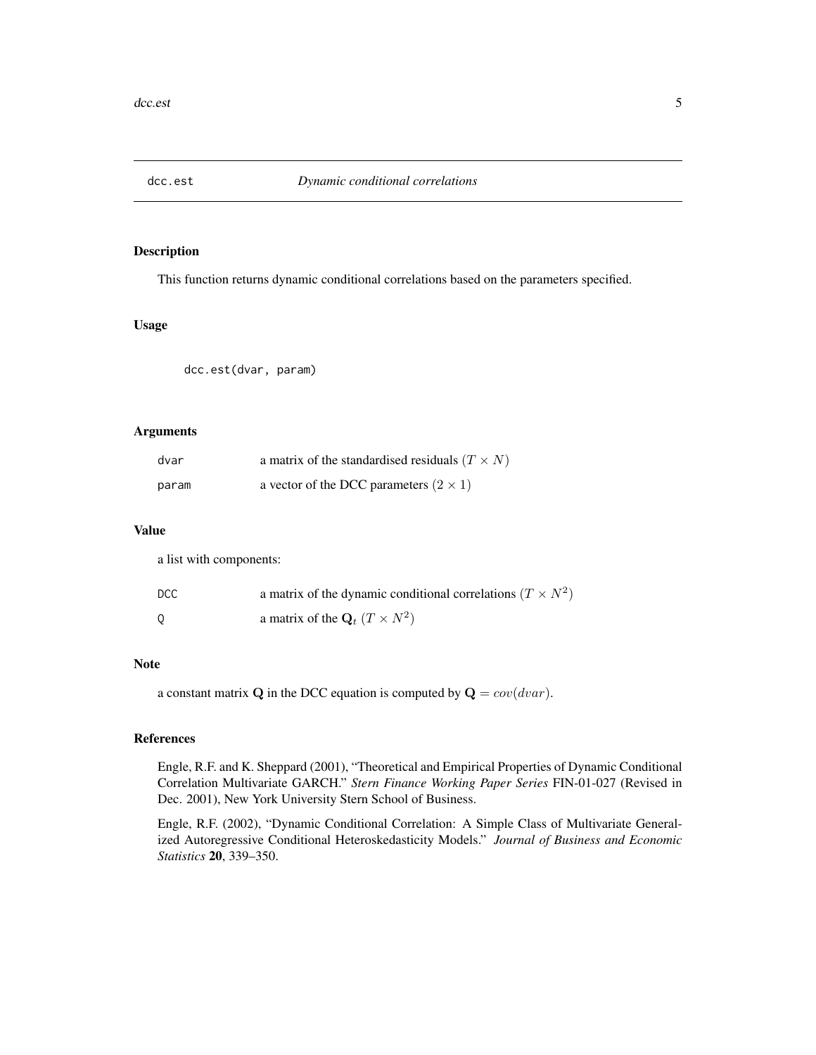## dcc.est — *Dynamic conditional correlations*

### Description

This function returns dynamic conditional correlations based on the parameters specified.

### Usage

```
dcc.est(dvar, param)
```

### Arguments

| | |
|---|---|
| dvar | a matrix of the standardised residuals $(T \times N)$ |
| param | a vector of the DCC parameters $(2 \times 1)$ |

### Value

a list with components:

| | |
|---|---|
| DCC | a matrix of the dynamic conditional correlations $(T \times N^2)$ |
| Q | a matrix of the $\mathbf{Q}_t$ $(T \times N^2)$ |

### Note

a constant matrix $\mathbf{Q}$ in the DCC equation is computed by $\mathbf{Q} = cov(dvar)$.

### References

Engle, R.F. and K. Sheppard (2001), "Theoretical and Empirical Properties of Dynamic Conditional Correlation Multivariate GARCH." *Stern Finance Working Paper Series* FIN-01-027 (Revised in Dec. 2001), New York University Stern School of Business.

Engle, R.F. (2002), "Dynamic Conditional Correlation: A Simple Class of Multivariate Generalized Autoregressive Conditional Heteroskedasticity Models." *Journal of Business and Economic Statistics* **20**, 339–350.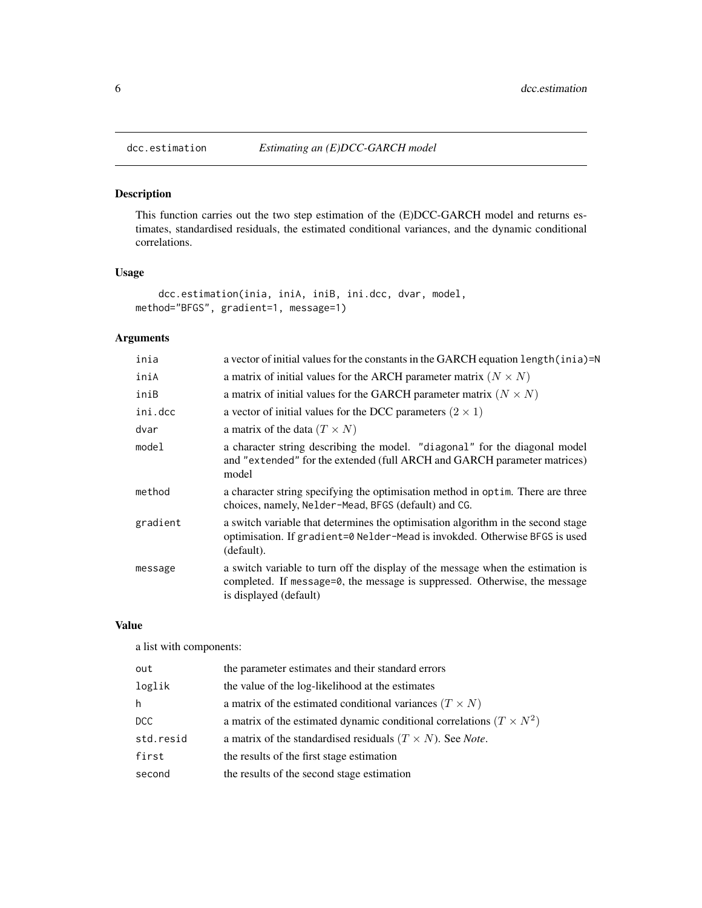# dcc.estimation — *Estimating an (E)DCC-GARCH model*

## Description

This function carries out the two step estimation of the (E)DCC-GARCH model and returns estimates, standardised residuals, the estimated conditional variances, and the dynamic conditional correlations.

## Usage

```
    dcc.estimation(inia, iniA, iniB, ini.dcc, dvar, model,
method="BFGS", gradient=1, message=1)
```

## Arguments

| | |
|---|---|
| `inia` | a vector of initial values for the constants in the GARCH equation `length(inia)=N` |
| `iniA` | a matrix of initial values for the ARCH parameter matrix $(N \times N)$ |
| `iniB` | a matrix of initial values for the GARCH parameter matrix $(N \times N)$ |
| `ini.dcc` | a vector of initial values for the DCC parameters $(2 \times 1)$ |
| `dvar` | a matrix of the data $(T \times N)$ |
| `model` | a character string describing the model. `"diagonal"` for the diagonal model and `"extended"` for the extended (full ARCH and GARCH parameter matrices) model |
| `method` | a character string specifying the optimisation method in `optim`. There are three choices, namely, `Nelder-Mead`, `BFGS` (default) and `CG`. |
| `gradient` | a switch variable that determines the optimisation algorithm in the second stage optimisation. If `gradient=0` `Nelder-Mead` is invokded. Otherwise `BFGS` is used (default). |
| `message` | a switch variable to turn off the display of the message when the estimation is completed. If `message=0`, the message is suppressed. Otherwise, the message is displayed (default) |

## Value

a list with components:

| | |
|---|---|
| `out` | the parameter estimates and their standard errors |
| `loglik` | the value of the log-likelihood at the estimates |
| `h` | a matrix of the estimated conditional variances $(T \times N)$ |
| `DCC` | a matrix of the estimated dynamic conditional correlations $(T \times N^2)$ |
| `std.resid` | a matrix of the standardised residuals $(T \times N)$. See *Note*. |
| `first` | the results of the first stage estimation |
| `second` | the results of the second stage estimation |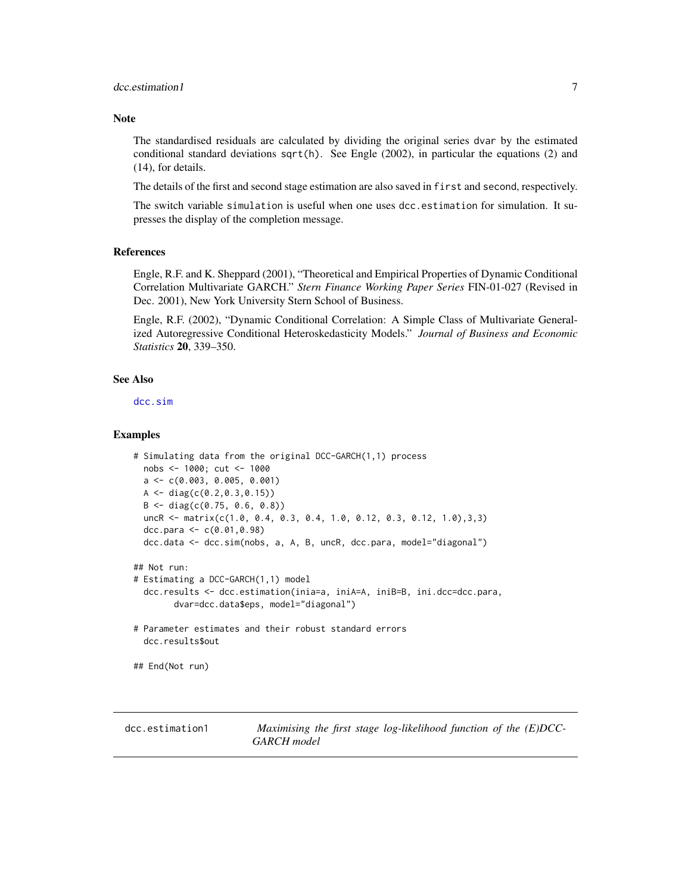## Note

The standardised residuals are calculated by dividing the original series `dvar` by the estimated conditional standard deviations `sqrt(h)`. See Engle (2002), in particular the equations (2) and (14), for details.

The details of the first and second stage estimation are also saved in `first` and `second`, respectively.

The switch variable `simulation` is useful when one uses `dcc.estimation` for simulation. It supresses the display of the completion message.

## References

Engle, R.F. and K. Sheppard (2001), "Theoretical and Empirical Properties of Dynamic Conditional Correlation Multivariate GARCH." *Stern Finance Working Paper Series* FIN-01-027 (Revised in Dec. 2001), New York University Stern School of Business.

Engle, R.F. (2002), "Dynamic Conditional Correlation: A Simple Class of Multivariate Generalized Autoregressive Conditional Heteroskedasticity Models." *Journal of Business and Economic Statistics* **20**, 339–350.

## See Also

`dcc.sim`

## Examples

```
# Simulating data from the original DCC-GARCH(1,1) process
  nobs <- 1000; cut <- 1000
  a <- c(0.003, 0.005, 0.001)
  A <- diag(c(0.2,0.3,0.15))
  B <- diag(c(0.75, 0.6, 0.8))
  uncR <- matrix(c(1.0, 0.4, 0.3, 0.4, 1.0, 0.12, 0.3, 0.12, 1.0),3,3)
  dcc.para <- c(0.01,0.98)
  dcc.data <- dcc.sim(nobs, a, A, B, uncR, dcc.para, model="diagonal")

## Not run:
# Estimating a DCC-GARCH(1,1) model
  dcc.results <- dcc.estimation(inia=a, iniA=A, iniB=B, ini.dcc=dcc.para,
        dvar=dcc.data$eps, model="diagonal")

# Parameter estimates and their robust standard errors
  dcc.results$out

## End(Not run)
```

---

`dcc.estimation1` *Maximising the first stage log-likelihood function of the (E)DCC-GARCH model*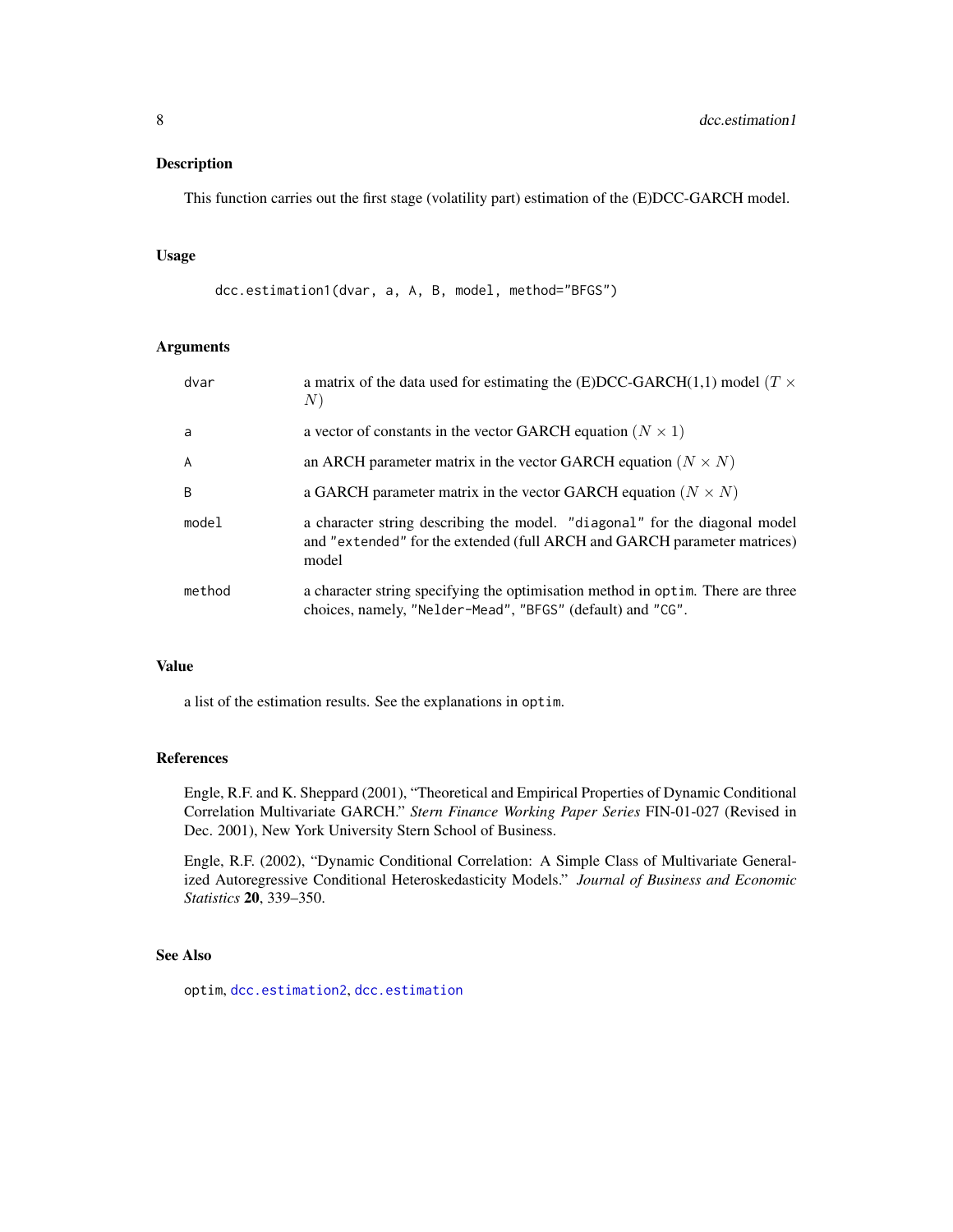## Description

This function carries out the first stage (volatility part) estimation of the (E)DCC-GARCH model.

## Usage

```
dcc.estimation1(dvar, a, A, B, model, method="BFGS")
```

## Arguments

| | |
|---|---|
| `dvar` | a matrix of the data used for estimating the (E)DCC-GARCH(1,1) model ($T \times N$) |
| `a` | a vector of constants in the vector GARCH equation ($N \times 1$) |
| `A` | an ARCH parameter matrix in the vector GARCH equation ($N \times N$) |
| `B` | a GARCH parameter matrix in the vector GARCH equation ($N \times N$) |
| `model` | a character string describing the model. `"diagonal"` for the diagonal model and `"extended"` for the extended (full ARCH and GARCH parameter matrices) model |
| `method` | a character string specifying the optimisation method in `optim`. There are three choices, namely, `"Nelder-Mead"`, `"BFGS"` (default) and `"CG"`. |

## Value

a list of the estimation results. See the explanations in `optim`.

## References

Engle, R.F. and K. Sheppard (2001), "Theoretical and Empirical Properties of Dynamic Conditional Correlation Multivariate GARCH." *Stern Finance Working Paper Series* FIN-01-027 (Revised in Dec. 2001), New York University Stern School of Business.

Engle, R.F. (2002), "Dynamic Conditional Correlation: A Simple Class of Multivariate Generalized Autoregressive Conditional Heteroskedasticity Models." *Journal of Business and Economic Statistics* **20**, 339–350.

## See Also

`optim`, `dcc.estimation2`, `dcc.estimation`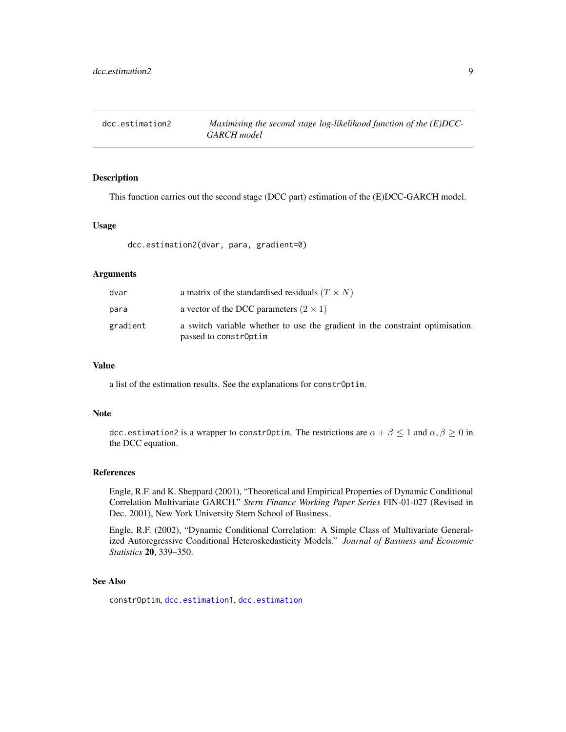## dcc.estimation2 — *Maximising the second stage log-likelihood function of the (E)DCC-GARCH model*

### Description

This function carries out the second stage (DCC part) estimation of the (E)DCC-GARCH model.

### Usage

```
dcc.estimation2(dvar, para, gradient=0)
```

### Arguments

| | |
|---|---|
| `dvar` | a matrix of the standardised residuals $(T \times N)$ |
| `para` | a vector of the DCC parameters $(2 \times 1)$ |
| `gradient` | a switch variable whether to use the gradient in the constraint optimisation. passed to `constrOptim` |

### Value

a list of the estimation results. See the explanations for `constrOptim`.

### Note

`dcc.estimation2` is a wrapper to `constrOptim`. The restrictions are $\alpha + \beta \leq 1$ and $\alpha, \beta \geq 0$ in the DCC equation.

### References

Engle, R.F. and K. Sheppard (2001), "Theoretical and Empirical Properties of Dynamic Conditional Correlation Multivariate GARCH." *Stern Finance Working Paper Series* FIN-01-027 (Revised in Dec. 2001), New York University Stern School of Business.

Engle, R.F. (2002), "Dynamic Conditional Correlation: A Simple Class of Multivariate Generalized Autoregressive Conditional Heteroskedasticity Models." *Journal of Business and Economic Statistics* **20**, 339–350.

### See Also

`constrOptim`, `dcc.estimation1`, `dcc.estimation`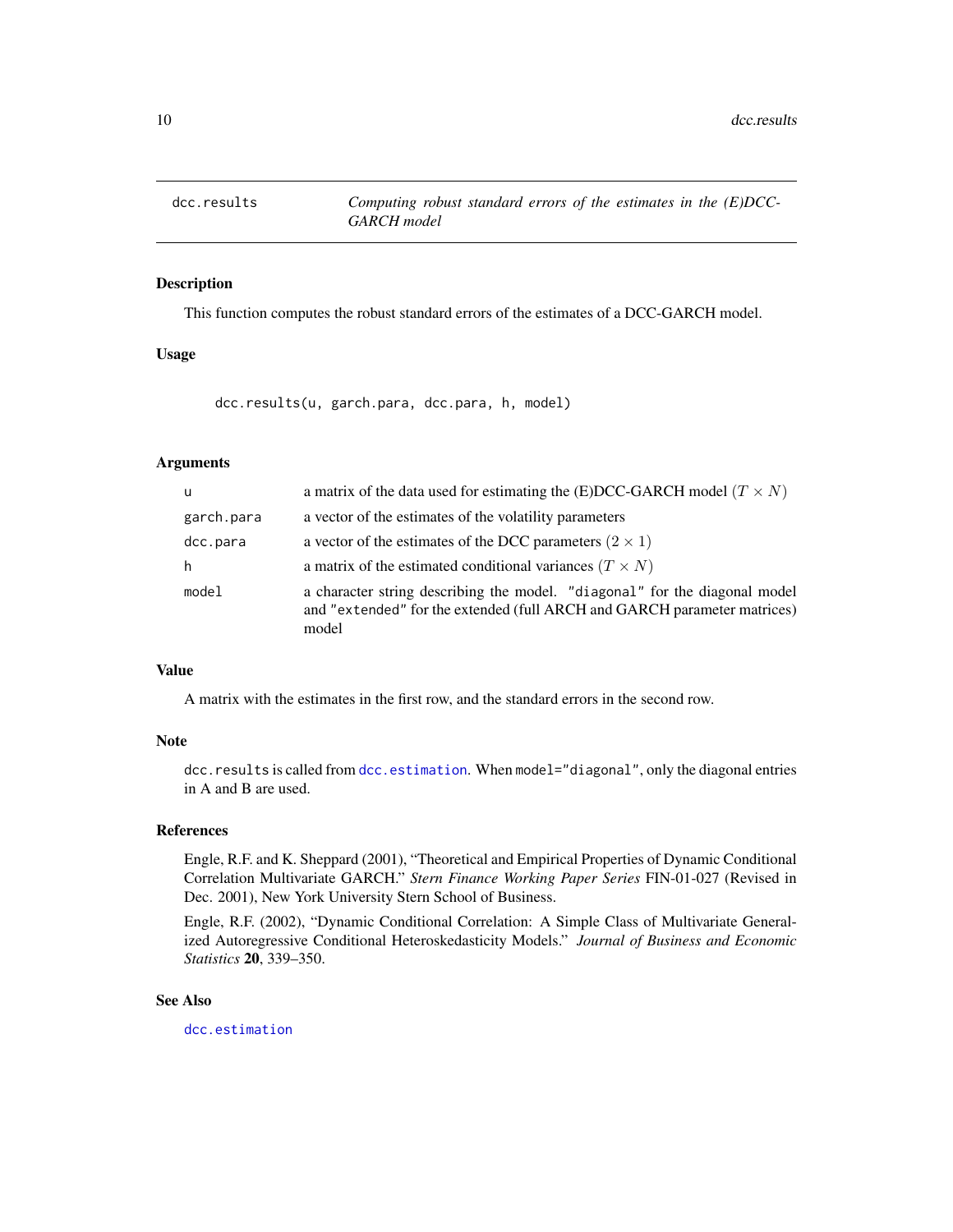# dcc.results — *Computing robust standard errors of the estimates in the (E)DCC-GARCH model*

## Description

This function computes the robust standard errors of the estimates of a DCC-GARCH model.

## Usage

```
dcc.results(u, garch.para, dcc.para, h, model)
```

## Arguments

| | |
|---|---|
| u | a matrix of the data used for estimating the (E)DCC-GARCH model $(T \times N)$ |
| garch.para | a vector of the estimates of the volatility parameters |
| dcc.para | a vector of the estimates of the DCC parameters $(2 \times 1)$ |
| h | a matrix of the estimated conditional variances $(T \times N)$ |
| model | a character string describing the model. "diagonal" for the diagonal model and "extended" for the extended (full ARCH and GARCH parameter matrices) model |

## Value

A matrix with the estimates in the first row, and the standard errors in the second row.

## Note

`dcc.results` is called from `dcc.estimation`. When `model="diagonal"`, only the diagonal entries in A and B are used.

## References

Engle, R.F. and K. Sheppard (2001), "Theoretical and Empirical Properties of Dynamic Conditional Correlation Multivariate GARCH." *Stern Finance Working Paper Series* FIN-01-027 (Revised in Dec. 2001), New York University Stern School of Business.

Engle, R.F. (2002), "Dynamic Conditional Correlation: A Simple Class of Multivariate Generalized Autoregressive Conditional Heteroskedasticity Models." *Journal of Business and Economic Statistics* **20**, 339–350.

## See Also

`dcc.estimation`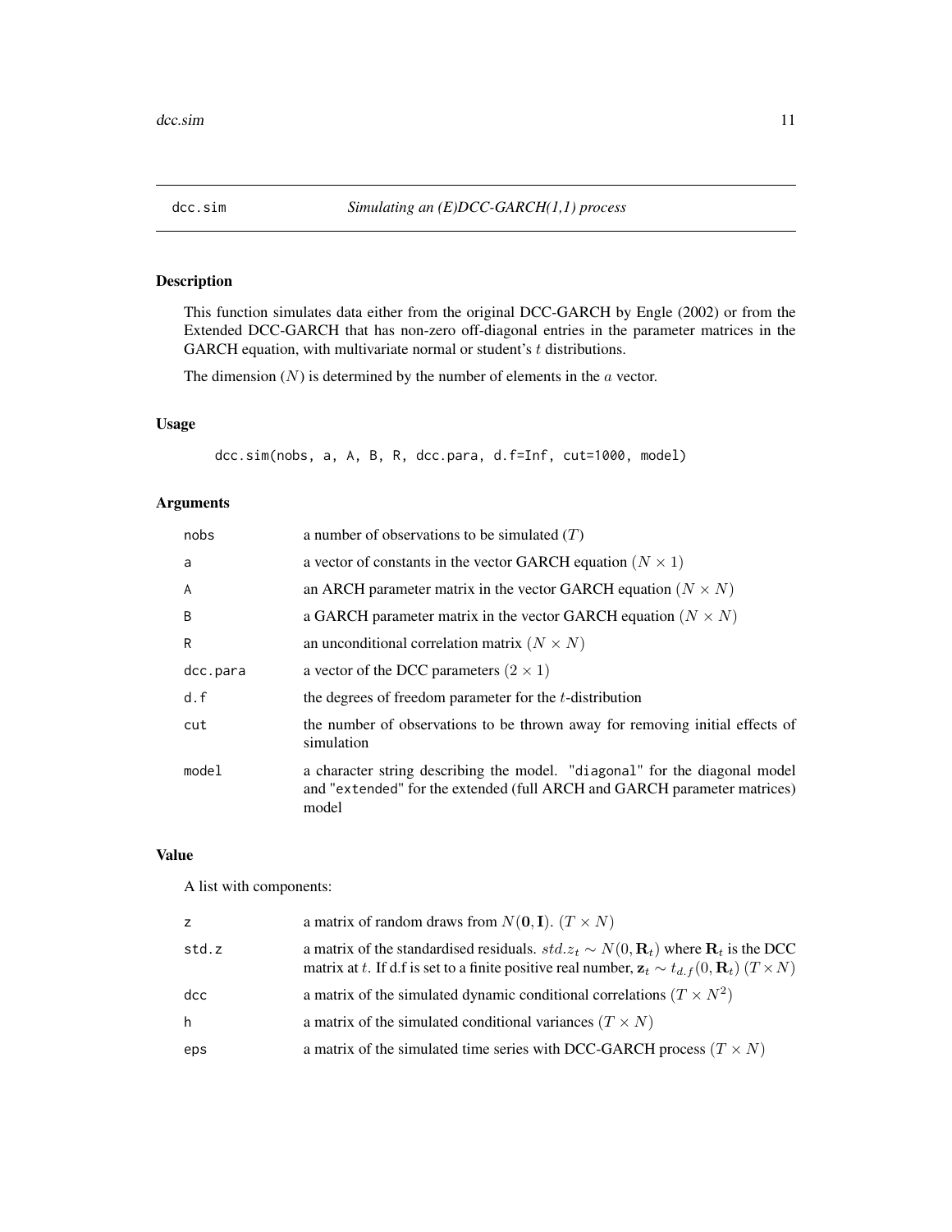## dcc.sim — *Simulating an (E)DCC-GARCH(1,1) process*

### Description

This function simulates data either from the original DCC-GARCH by Engle (2002) or from the Extended DCC-GARCH that has non-zero off-diagonal entries in the parameter matrices in the GARCH equation, with multivariate normal or student's $t$ distributions.

The dimension ($N$) is determined by the number of elements in the $a$ vector.

### Usage

```
dcc.sim(nobs, a, A, B, R, dcc.para, d.f=Inf, cut=1000, model)
```

### Arguments

| | |
|---|---|
| nobs | a number of observations to be simulated ($T$) |
| a | a vector of constants in the vector GARCH equation ($N \times 1$) |
| A | an ARCH parameter matrix in the vector GARCH equation ($N \times N$) |
| B | a GARCH parameter matrix in the vector GARCH equation ($N \times N$) |
| R | an unconditional correlation matrix ($N \times N$) |
| dcc.para | a vector of the DCC parameters ($2 \times 1$) |
| d.f | the degrees of freedom parameter for the $t$-distribution |
| cut | the number of observations to be thrown away for removing initial effects of simulation |
| model | a character string describing the model. "diagonal" for the diagonal model and "extended" for the extended (full ARCH and GARCH parameter matrices) model |

### Value

A list with components:

| | |
|---|---|
| z | a matrix of random draws from $N(\mathbf{0}, \mathbf{I})$. ($T \times N$) |
| std.z | a matrix of the standardised residuals. $std.z_t \sim N(0, \mathbf{R}_t)$ where $\mathbf{R}_t$ is the DCC matrix at $t$. If d.f is set to a finite positive real number, $\mathbf{z}_t \sim t_{d.f}(0, \mathbf{R}_t)$ ($T \times N$) |
| dcc | a matrix of the simulated dynamic conditional correlations ($T \times N^2$) |
| h | a matrix of the simulated conditional variances ($T \times N$) |
| eps | a matrix of the simulated time series with DCC-GARCH process ($T \times N$) |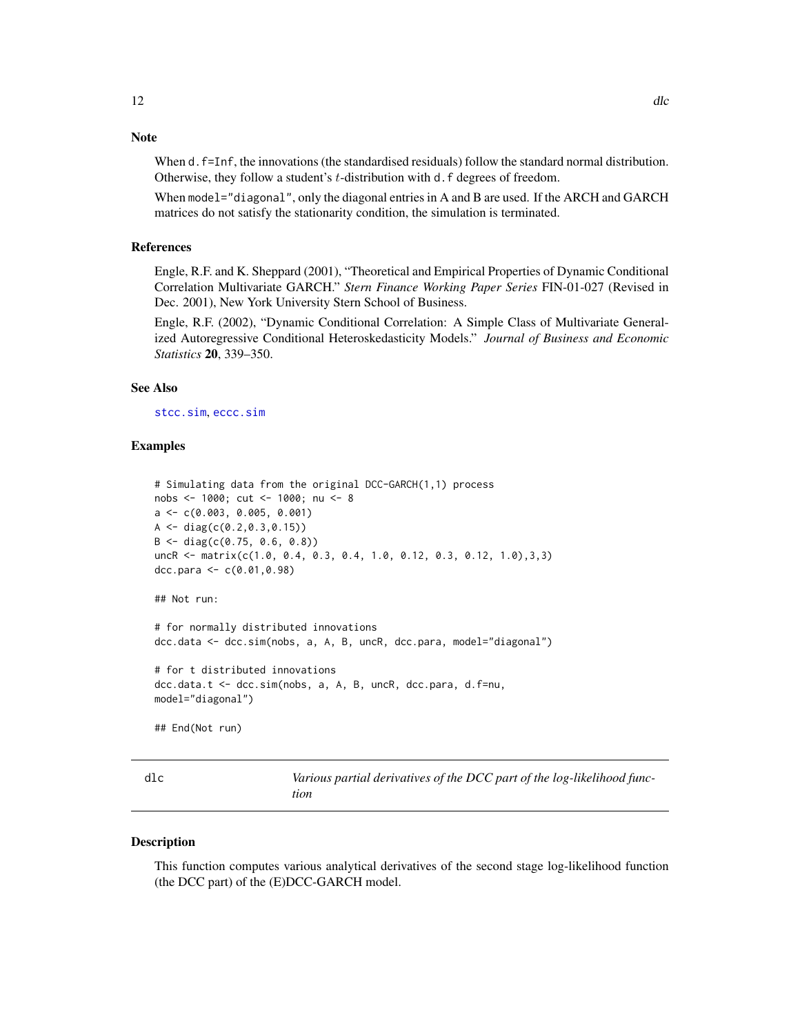## Note

When `d.f=Inf`, the innovations (the standardised residuals) follow the standard normal distribution. Otherwise, they follow a student's $t$-distribution with `d.f` degrees of freedom.

When `model="diagonal"`, only the diagonal entries in A and B are used. If the ARCH and GARCH matrices do not satisfy the stationarity condition, the simulation is terminated.

## References

Engle, R.F. and K. Sheppard (2001), "Theoretical and Empirical Properties of Dynamic Conditional Correlation Multivariate GARCH." *Stern Finance Working Paper Series* FIN-01-027 (Revised in Dec. 2001), New York University Stern School of Business.

Engle, R.F. (2002), "Dynamic Conditional Correlation: A Simple Class of Multivariate Generalized Autoregressive Conditional Heteroskedasticity Models." *Journal of Business and Economic Statistics* **20**, 339–350.

## See Also

`stcc.sim`, `eccc.sim`

## Examples

```
# Simulating data from the original DCC-GARCH(1,1) process
nobs <- 1000; cut <- 1000; nu <- 8
a <- c(0.003, 0.005, 0.001)
A <- diag(c(0.2,0.3,0.15))
B <- diag(c(0.75, 0.6, 0.8))
uncR <- matrix(c(1.0, 0.4, 0.3, 0.4, 1.0, 0.12, 0.3, 0.12, 1.0),3,3)
dcc.para <- c(0.01,0.98)

## Not run:

# for normally distributed innovations
dcc.data <- dcc.sim(nobs, a, A, B, uncR, dcc.para, model="diagonal")

# for t distributed innovations
dcc.data.t <- dcc.sim(nobs, a, A, B, uncR, dcc.para, d.f=nu,
model="diagonal")

## End(Not run)
```

---

# dlc — *Various partial derivatives of the DCC part of the log-likelihood function*

## Description

This function computes various analytical derivatives of the second stage log-likelihood function (the DCC part) of the (E)DCC-GARCH model.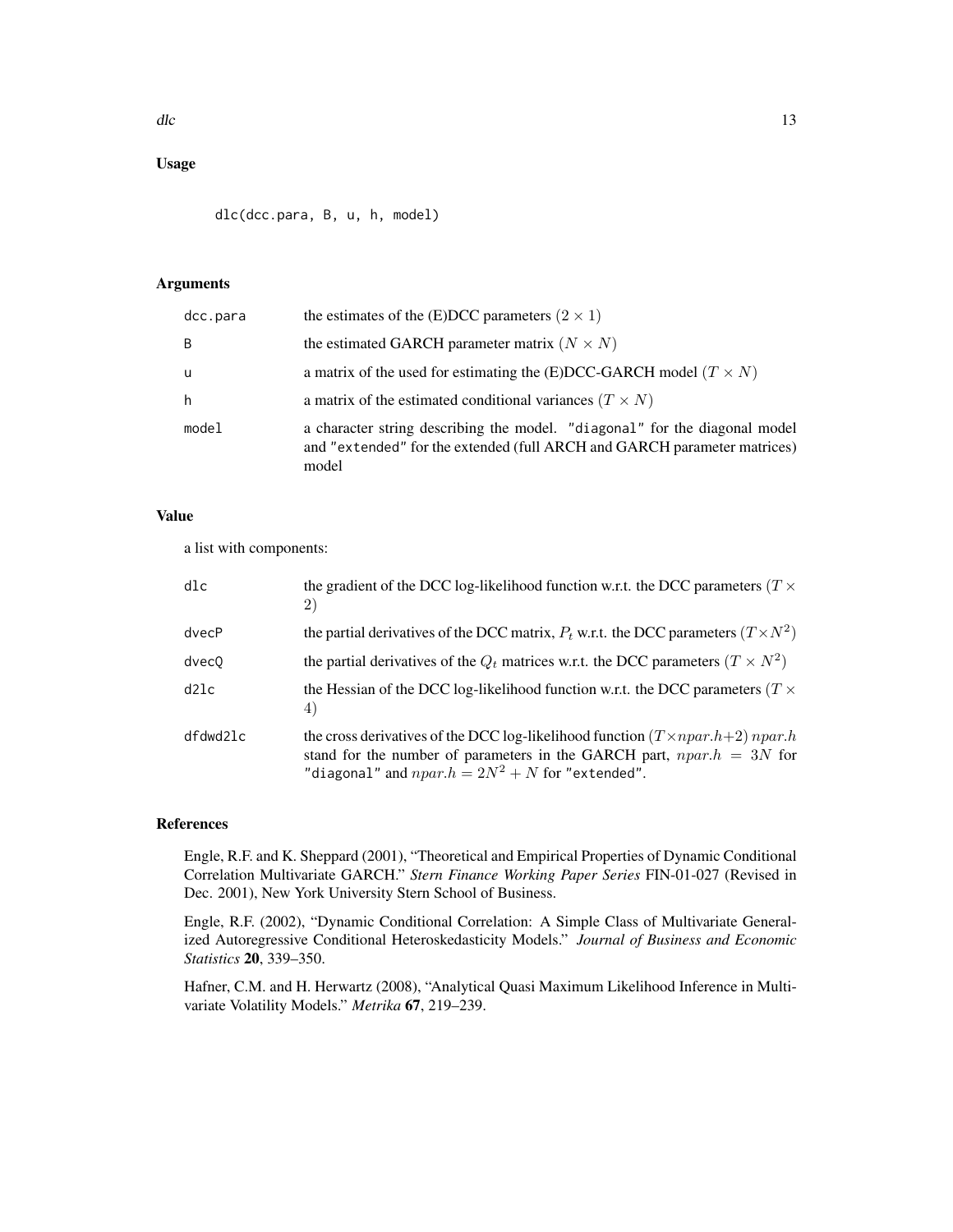## Usage

```
dlc(dcc.para, B, u, h, model)
```

## Arguments

| | |
|---|---|
| dcc.para | the estimates of the (E)DCC parameters $(2 \times 1)$ |
| B | the estimated GARCH parameter matrix $(N \times N)$ |
| u | a matrix of the used for estimating the (E)DCC-GARCH model $(T \times N)$ |
| h | a matrix of the estimated conditional variances $(T \times N)$ |
| model | a character string describing the model. "diagonal" for the diagonal model and "extended" for the extended (full ARCH and GARCH parameter matrices) model |

## Value

a list with components:

| | |
|---|---|
| dlc | the gradient of the DCC log-likelihood function w.r.t. the DCC parameters $(T \times 2)$ |
| dvecP | the partial derivatives of the DCC matrix, $P_t$ w.r.t. the DCC parameters $(T \times N^2)$ |
| dvecQ | the partial derivatives of the $Q_t$ matrices w.r.t. the DCC parameters $(T \times N^2)$ |
| d2lc | the Hessian of the DCC log-likelihood function w.r.t. the DCC parameters $(T \times 4)$ |
| dfdwd2lc | the cross derivatives of the DCC log-likelihood function $(T \times npar.h + 2)$ $npar.h$ stand for the number of parameters in the GARCH part, $npar.h = 3N$ for "diagonal" and $npar.h = 2N^2 + N$ for "extended". |

## References

Engle, R.F. and K. Sheppard (2001), "Theoretical and Empirical Properties of Dynamic Conditional Correlation Multivariate GARCH." *Stern Finance Working Paper Series* FIN-01-027 (Revised in Dec. 2001), New York University Stern School of Business.

Engle, R.F. (2002), "Dynamic Conditional Correlation: A Simple Class of Multivariate Generalized Autoregressive Conditional Heteroskedasticity Models." *Journal of Business and Economic Statistics* **20**, 339–350.

Hafner, C.M. and H. Herwartz (2008), "Analytical Quasi Maximum Likelihood Inference in Multivariate Volatility Models." *Metrika* **67**, 219–239.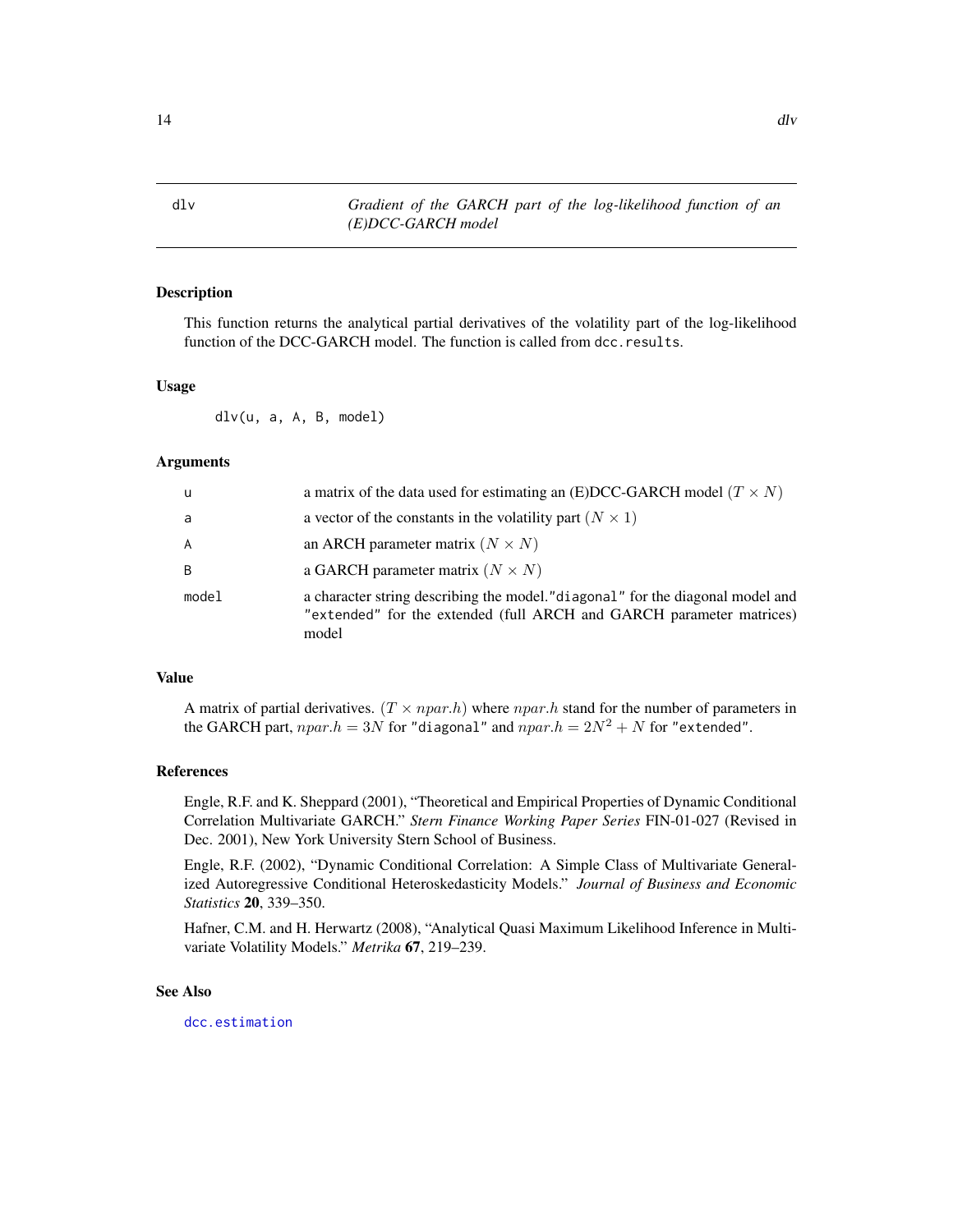dlv — *Gradient of the GARCH part of the log-likelihood function of an (E)DCC-GARCH model*

## Description

This function returns the analytical partial derivatives of the volatility part of the log-likelihood function of the DCC-GARCH model. The function is called from `dcc.results`.

## Usage

```
dlv(u, a, A, B, model)
```

## Arguments

| | |
|---|---|
| `u` | a matrix of the data used for estimating an (E)DCC-GARCH model ($T \times N$) |
| `a` | a vector of the constants in the volatility part ($N \times 1$) |
| `A` | an ARCH parameter matrix ($N \times N$) |
| `B` | a GARCH parameter matrix ($N \times N$) |
| `model` | a character string describing the model. `"diagonal"` for the diagonal model and `"extended"` for the extended (full ARCH and GARCH parameter matrices) model |

## Value

A matrix of partial derivatives. ($T \times npar.h$) where $npar.h$ stand for the number of parameters in the GARCH part, $npar.h = 3N$ for `"diagonal"` and $npar.h = 2N^2 + N$ for `"extended"`.

## References

Engle, R.F. and K. Sheppard (2001), "Theoretical and Empirical Properties of Dynamic Conditional Correlation Multivariate GARCH." *Stern Finance Working Paper Series* FIN-01-027 (Revised in Dec. 2001), New York University Stern School of Business.

Engle, R.F. (2002), "Dynamic Conditional Correlation: A Simple Class of Multivariate Generalized Autoregressive Conditional Heteroskedasticity Models." *Journal of Business and Economic Statistics* **20**, 339–350.

Hafner, C.M. and H. Herwartz (2008), "Analytical Quasi Maximum Likelihood Inference in Multivariate Volatility Models." *Metrika* **67**, 219–239.

## See Also

`dcc.estimation`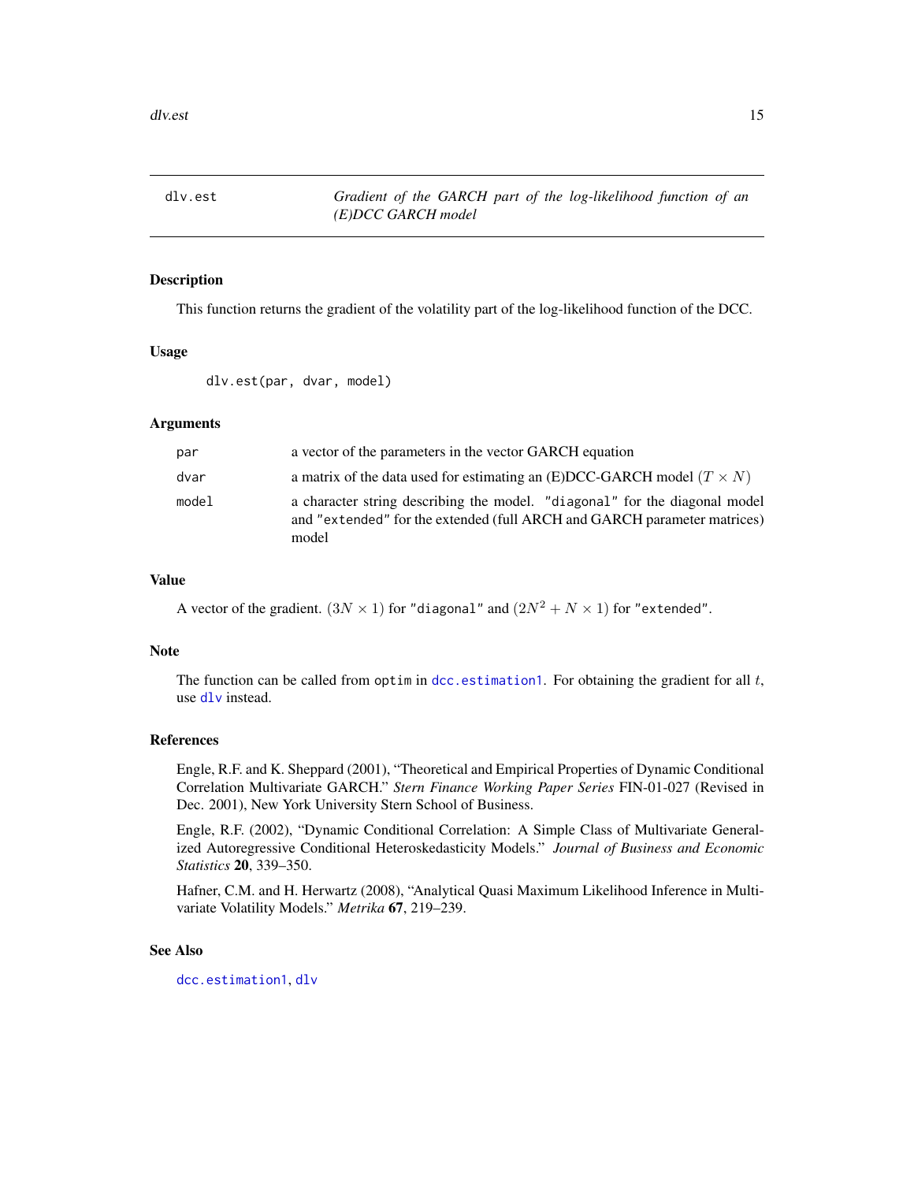# dlv.est — *Gradient of the GARCH part of the log-likelihood function of an (E)DCC GARCH model*

## Description

This function returns the gradient of the volatility part of the log-likelihood function of the DCC.

## Usage

```
dlv.est(par, dvar, model)
```

## Arguments

| | |
|---|---|
| `par` | a vector of the parameters in the vector GARCH equation |
| `dvar` | a matrix of the data used for estimating an (E)DCC-GARCH model $(T \times N)$ |
| `model` | a character string describing the model. `"diagonal"` for the diagonal model and `"extended"` for the extended (full ARCH and GARCH parameter matrices) model |

## Value

A vector of the gradient. $(3N \times 1)$ for `"diagonal"` and $(2N^2 + N \times 1)$ for `"extended"`.

## Note

The function can be called from `optim` in `dcc.estimation1`. For obtaining the gradient for all $t$, use `dlv` instead.

## References

Engle, R.F. and K. Sheppard (2001), "Theoretical and Empirical Properties of Dynamic Conditional Correlation Multivariate GARCH." *Stern Finance Working Paper Series* FIN-01-027 (Revised in Dec. 2001), New York University Stern School of Business.

Engle, R.F. (2002), "Dynamic Conditional Correlation: A Simple Class of Multivariate Generalized Autoregressive Conditional Heteroskedasticity Models." *Journal of Business and Economic Statistics* **20**, 339–350.

Hafner, C.M. and H. Herwartz (2008), "Analytical Quasi Maximum Likelihood Inference in Multivariate Volatility Models." *Metrika* **67**, 219–239.

## See Also

`dcc.estimation1`, `dlv`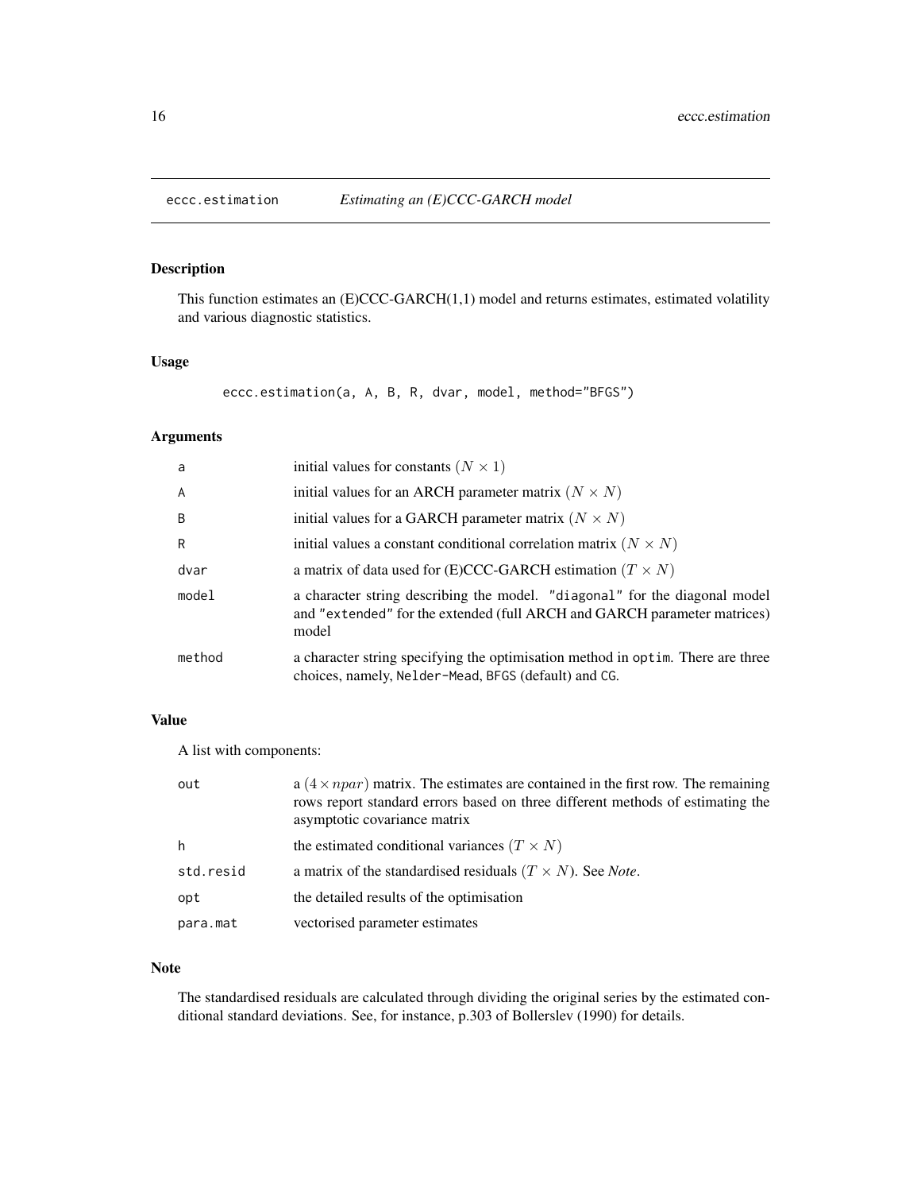## eccc.estimation — *Estimating an (E)CCC-GARCH model*

### Description

This function estimates an (E)CCC-GARCH(1,1) model and returns estimates, estimated volatility and various diagnostic statistics.

### Usage

```
eccc.estimation(a, A, B, R, dvar, model, method="BFGS")
```

### Arguments

| | |
|---|---|
| `a` | initial values for constants $(N \times 1)$ |
| `A` | initial values for an ARCH parameter matrix $(N \times N)$ |
| `B` | initial values for a GARCH parameter matrix $(N \times N)$ |
| `R` | initial values a constant conditional correlation matrix $(N \times N)$ |
| `dvar` | a matrix of data used for (E)CCC-GARCH estimation $(T \times N)$ |
| `model` | a character string describing the model. `"diagonal"` for the diagonal model and `"extended"` for the extended (full ARCH and GARCH parameter matrices) model |
| `method` | a character string specifying the optimisation method in `optim`. There are three choices, namely, `Nelder-Mead`, `BFGS` (default) and `CG`. |

### Value

A list with components:

| | |
|---|---|
| `out` | a $(4 \times npar)$ matrix. The estimates are contained in the first row. The remaining rows report standard errors based on three different methods of estimating the asymptotic covariance matrix |
| `h` | the estimated conditional variances $(T \times N)$ |
| `std.resid` | a matrix of the standardised residuals $(T \times N)$. See *Note*. |
| `opt` | the detailed results of the optimisation |
| `para.mat` | vectorised parameter estimates |

### Note

The standardised residuals are calculated through dividing the original series by the estimated conditional standard deviations. See, for instance, p.303 of Bollerslev (1990) for details.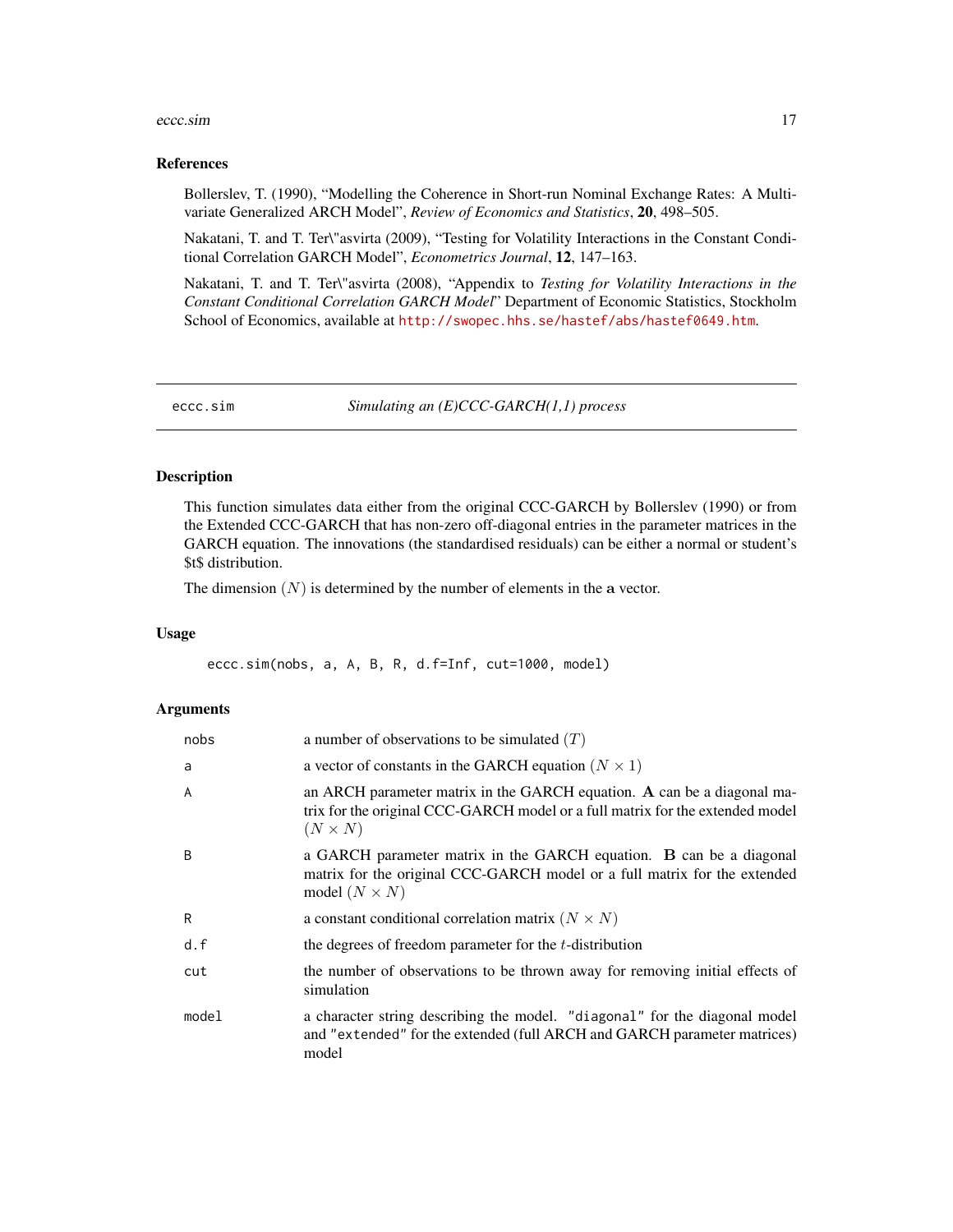### References

Bollerslev, T. (1990), "Modelling the Coherence in Short-run Nominal Exchange Rates: A Multivariate Generalized ARCH Model", *Review of Economics and Statistics*, **20**, 498–505.

Nakatani, T. and T. Ter\"asvirta (2009), "Testing for Volatility Interactions in the Constant Conditional Correlation GARCH Model", *Econometrics Journal*, **12**, 147–163.

Nakatani, T. and T. Ter\"asvirta (2008), "Appendix to *Testing for Volatility Interactions in the Constant Conditional Correlation GARCH Model*" Department of Economic Statistics, Stockholm School of Economics, available at http://swopec.hhs.se/hastef/abs/hastef0649.htm.

---

## eccc.sim — *Simulating an (E)CCC-GARCH(1,1) process*

### Description

This function simulates data either from the original CCC-GARCH by Bollerslev (1990) or from the Extended CCC-GARCH that has non-zero off-diagonal entries in the parameter matrices in the GARCH equation. The innovations (the standardised residuals) can be either a normal or student's \$t\$ distribution.

The dimension $(N)$ is determined by the number of elements in the $\mathbf{a}$ vector.

### Usage

```
eccc.sim(nobs, a, A, B, R, d.f=Inf, cut=1000, model)
```

### Arguments

| Argument | Description |
|---|---|
| nobs | a number of observations to be simulated $(T)$ |
| a | a vector of constants in the GARCH equation $(N \times 1)$ |
| A | an ARCH parameter matrix in the GARCH equation. $\mathbf{A}$ can be a diagonal matrix for the original CCC-GARCH model or a full matrix for the extended model $(N \times N)$ |
| B | a GARCH parameter matrix in the GARCH equation. $\mathbf{B}$ can be a diagonal matrix for the original CCC-GARCH model or a full matrix for the extended model $(N \times N)$ |
| R | a constant conditional correlation matrix $(N \times N)$ |
| d.f | the degrees of freedom parameter for the $t$-distribution |
| cut | the number of observations to be thrown away for removing initial effects of simulation |
| model | a character string describing the model. "diagonal" for the diagonal model and "extended" for the extended (full ARCH and GARCH parameter matrices) model |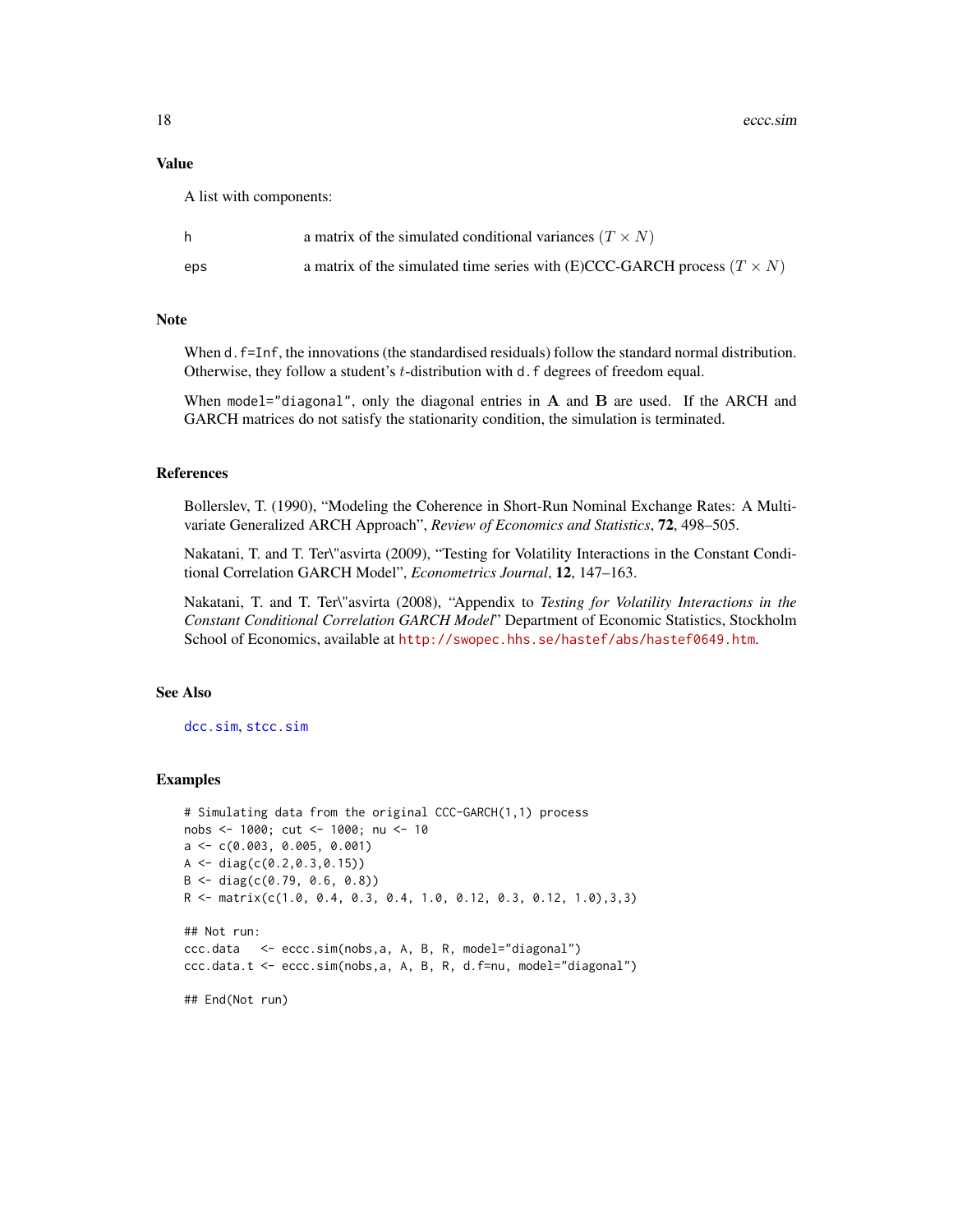### Value

A list with components:

| | |
|---|---|
| h | a matrix of the simulated conditional variances $(T \times N)$ |
| eps | a matrix of the simulated time series with (E)CCC-GARCH process $(T \times N)$ |

### Note

When `d.f=Inf`, the innovations (the standardised residuals) follow the standard normal distribution. Otherwise, they follow a student's $t$-distribution with `d.f` degrees of freedom equal.

When `model="diagonal"`, only the diagonal entries in $\mathbf{A}$ and $\mathbf{B}$ are used. If the ARCH and GARCH matrices do not satisfy the stationarity condition, the simulation is terminated.

### References

Bollerslev, T. (1990), "Modeling the Coherence in Short-Run Nominal Exchange Rates: A Multivariate Generalized ARCH Approach", *Review of Economics and Statistics*, **72**, 498–505.

Nakatani, T. and T. Ter\"asvirta (2009), "Testing for Volatility Interactions in the Constant Conditional Correlation GARCH Model", *Econometrics Journal*, **12**, 147–163.

Nakatani, T. and T. Ter\"asvirta (2008), "Appendix to *Testing for Volatility Interactions in the Constant Conditional Correlation GARCH Model*" Department of Economic Statistics, Stockholm School of Economics, available at http://swopec.hhs.se/hastef/abs/hastef0649.htm.

### See Also

dcc.sim, stcc.sim

### Examples

```
# Simulating data from the original CCC-GARCH(1,1) process
nobs <- 1000; cut <- 1000; nu <- 10
a <- c(0.003, 0.005, 0.001)
A <- diag(c(0.2,0.3,0.15))
B <- diag(c(0.79, 0.6, 0.8))
R <- matrix(c(1.0, 0.4, 0.3, 0.4, 1.0, 0.12, 0.3, 0.12, 1.0),3,3)

## Not run:
ccc.data   <- eccc.sim(nobs,a, A, B, R, model="diagonal")
ccc.data.t <- eccc.sim(nobs,a, A, B, R, d.f=nu, model="diagonal")

## End(Not run)
```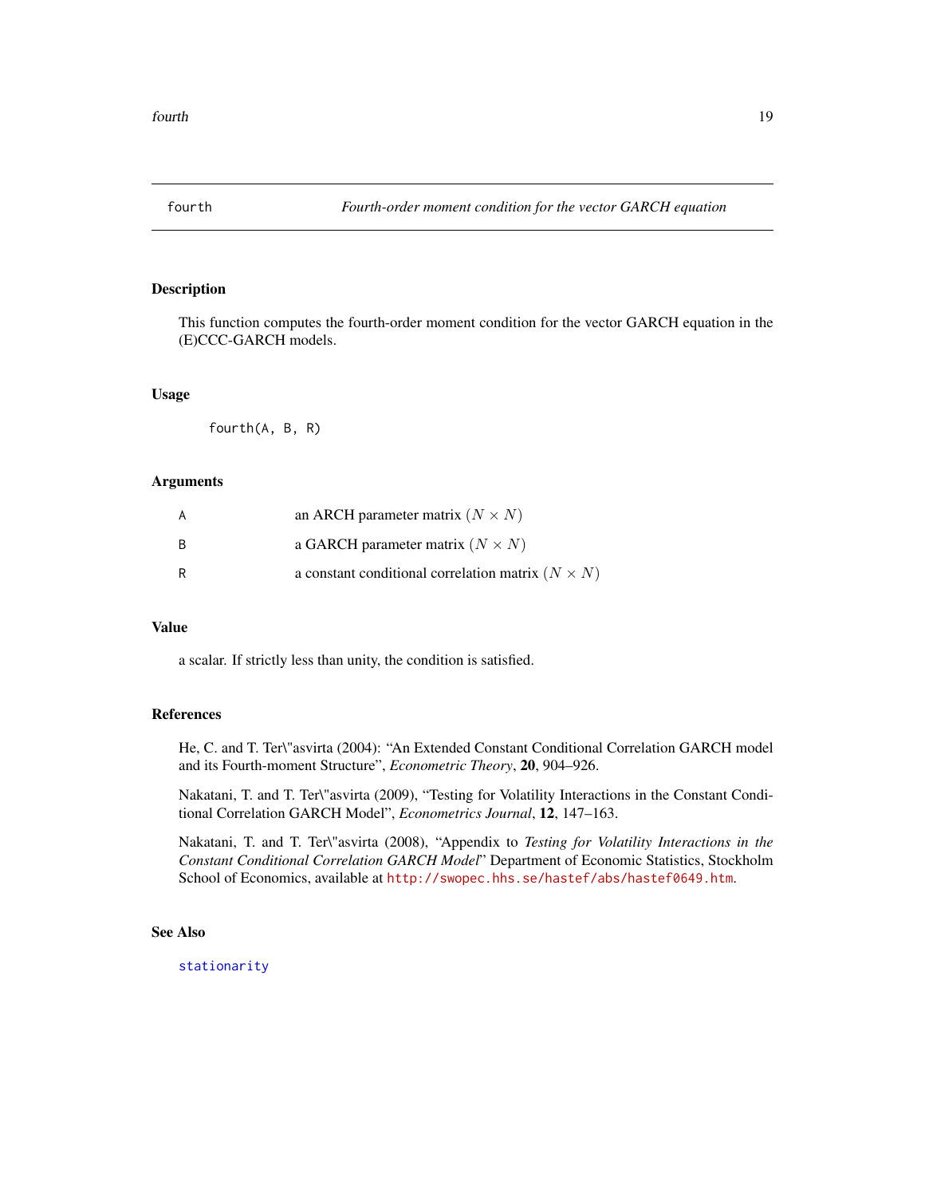# fourth — *Fourth-order moment condition for the vector GARCH equation*

## Description

This function computes the fourth-order moment condition for the vector GARCH equation in the (E)CCC-GARCH models.

## Usage

```
fourth(A, B, R)
```

## Arguments

| | |
|---|---|
| A | an ARCH parameter matrix $(N \times N)$ |
| B | a GARCH parameter matrix $(N \times N)$ |
| R | a constant conditional correlation matrix $(N \times N)$ |

## Value

a scalar. If strictly less than unity, the condition is satisfied.

## References

He, C. and T. Ter\"asvirta (2004): "An Extended Constant Conditional Correlation GARCH model and its Fourth-moment Structure", *Econometric Theory*, **20**, 904–926.

Nakatani, T. and T. Ter\"asvirta (2009), "Testing for Volatility Interactions in the Constant Conditional Correlation GARCH Model", *Econometrics Journal*, **12**, 147–163.

Nakatani, T. and T. Ter\"asvirta (2008), "Appendix to *Testing for Volatility Interactions in the Constant Conditional Correlation GARCH Model*" Department of Economic Statistics, Stockholm School of Economics, available at http://swopec.hhs.se/hastef/abs/hastef0649.htm.

## See Also

stationarity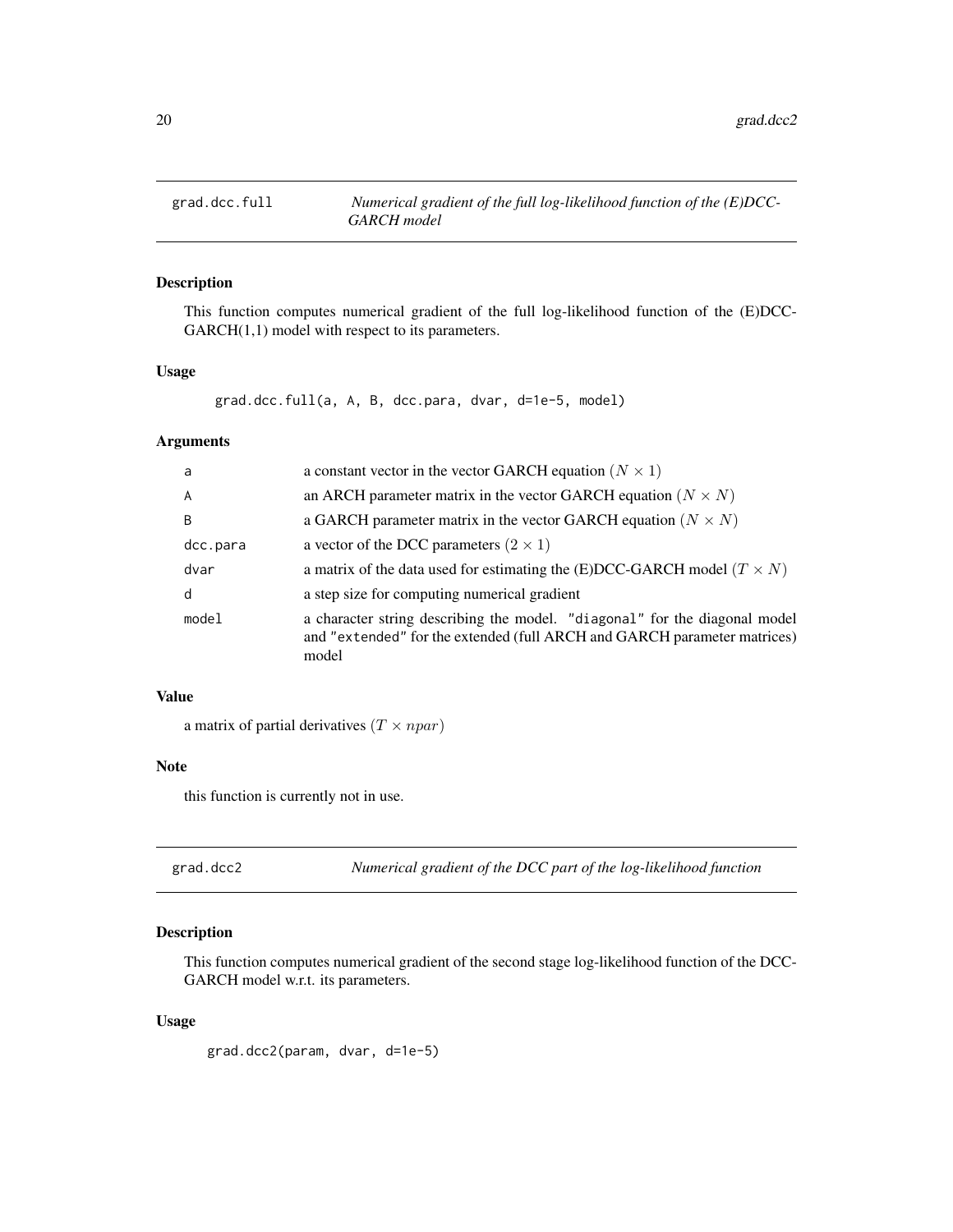## grad.dcc.full — *Numerical gradient of the full log-likelihood function of the (E)DCC-GARCH model*

### Description

This function computes numerical gradient of the full log-likelihood function of the (E)DCC-GARCH(1,1) model with respect to its parameters.

### Usage

```
grad.dcc.full(a, A, B, dcc.para, dvar, d=1e-5, model)
```

### Arguments

| | |
|---|---|
| a | a constant vector in the vector GARCH equation $(N \times 1)$ |
| A | an ARCH parameter matrix in the vector GARCH equation $(N \times N)$ |
| B | a GARCH parameter matrix in the vector GARCH equation $(N \times N)$ |
| dcc.para | a vector of the DCC parameters $(2 \times 1)$ |
| dvar | a matrix of the data used for estimating the (E)DCC-GARCH model $(T \times N)$ |
| d | a step size for computing numerical gradient |
| model | a character string describing the model. "diagonal" for the diagonal model and "extended" for the extended (full ARCH and GARCH parameter matrices) model |

### Value

a matrix of partial derivatives $(T \times npar)$

### Note

this function is currently not in use.

## grad.dcc2 — *Numerical gradient of the DCC part of the log-likelihood function*

### Description

This function computes numerical gradient of the second stage log-likelihood function of the DCC-GARCH model w.r.t. its parameters.

### Usage

```
grad.dcc2(param, dvar, d=1e-5)
```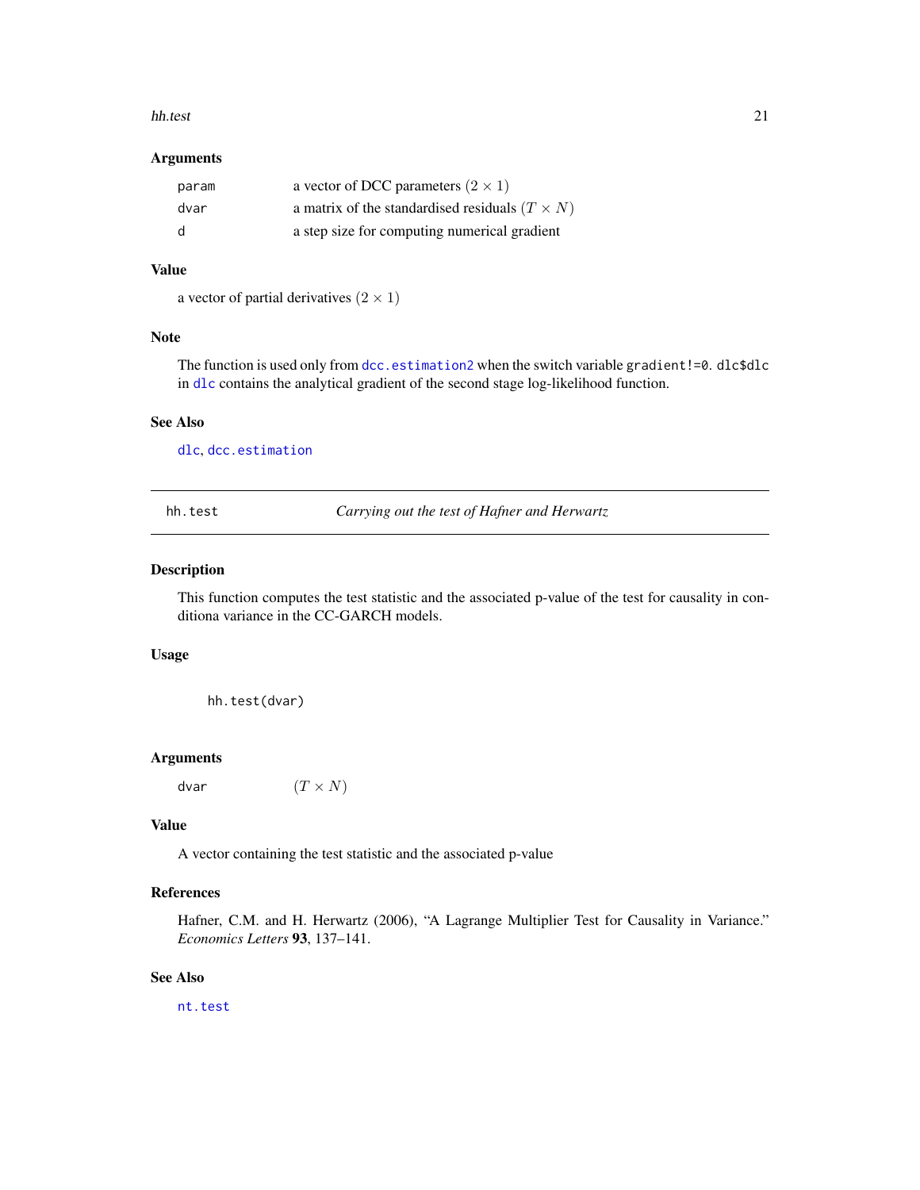### Arguments

| | |
|---|---|
| param | a vector of DCC parameters $(2 \times 1)$ |
| dvar | a matrix of the standardised residuals $(T \times N)$ |
| d | a step size for computing numerical gradient |

### Value

a vector of partial derivatives $(2 \times 1)$

### Note

The function is used only from dcc.estimation2 when the switch variable gradient!=0. dlc$dlc in dlc contains the analytical gradient of the second stage log-likelihood function.

### See Also

dlc, dcc.estimation

---

## hh.test — *Carrying out the test of Hafner and Herwartz*

### Description

This function computes the test statistic and the associated p-value of the test for causality in conditiona variance in the CC-GARCH models.

### Usage

```
hh.test(dvar)
```

### Arguments

| | |
|---|---|
| dvar | $(T \times N)$ |

### Value

A vector containing the test statistic and the associated p-value

### References

Hafner, C.M. and H. Herwartz (2006), "A Lagrange Multiplier Test for Causality in Variance." *Economics Letters* **93**, 137–141.

### See Also

nt.test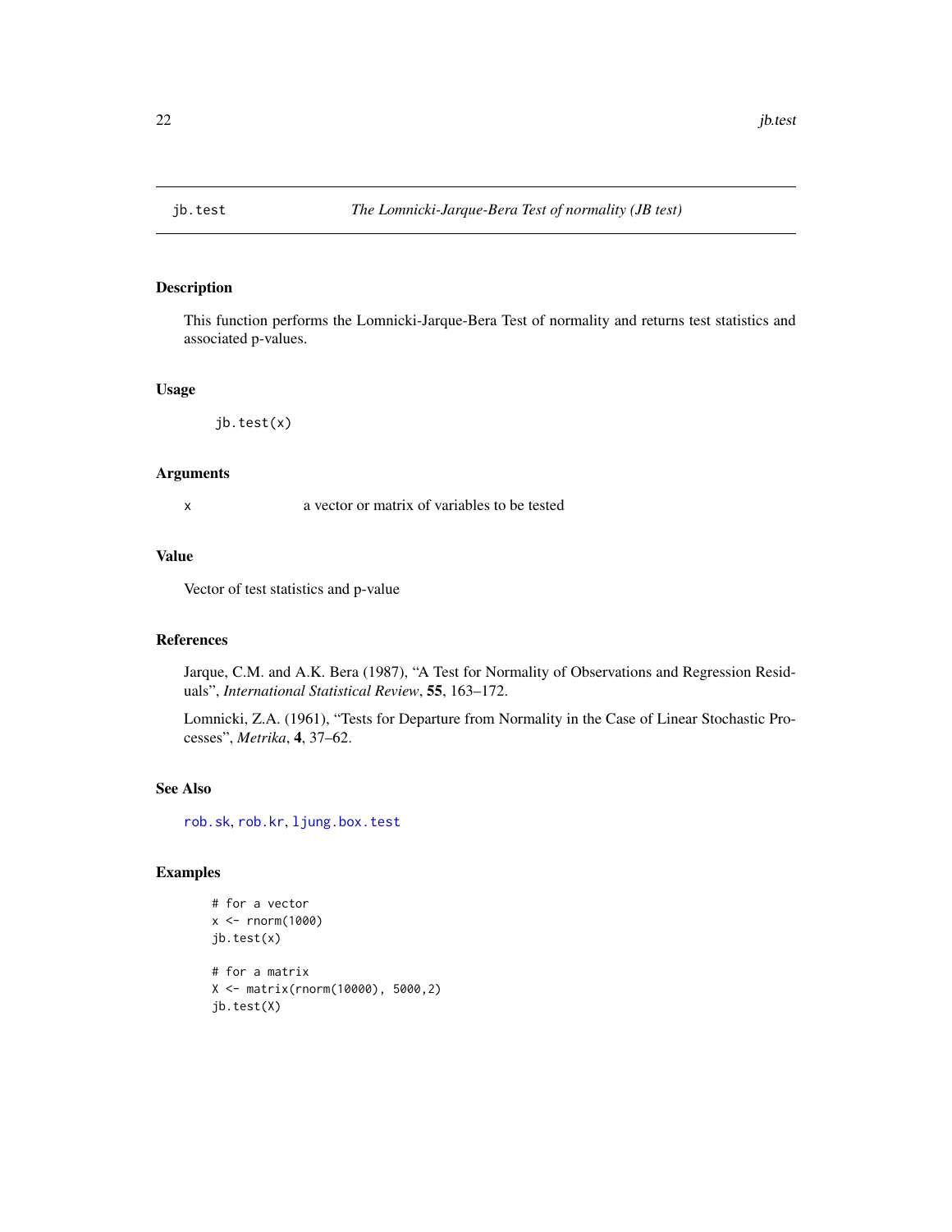# jb.test — *The Lomnicki-Jarque-Bera Test of normality (JB test)*

## Description

This function performs the Lomnicki-Jarque-Bera Test of normality and returns test statistics and associated p-values.

## Usage

```
jb.test(x)
```

## Arguments

| | |
|---|---|
| x | a vector or matrix of variables to be tested |

## Value

Vector of test statistics and p-value

## References

Jarque, C.M. and A.K. Bera (1987), "A Test for Normality of Observations and Regression Residuals", *International Statistical Review*, **55**, 163–172.

Lomnicki, Z.A. (1961), "Tests for Departure from Normality in the Case of Linear Stochastic Processes", *Metrika*, **4**, 37–62.

## See Also

rob.sk, rob.kr, ljung.box.test

## Examples

```
# for a vector
x <- rnorm(1000)
jb.test(x)

# for a matrix
X <- matrix(rnorm(10000), 5000,2)
jb.test(X)
```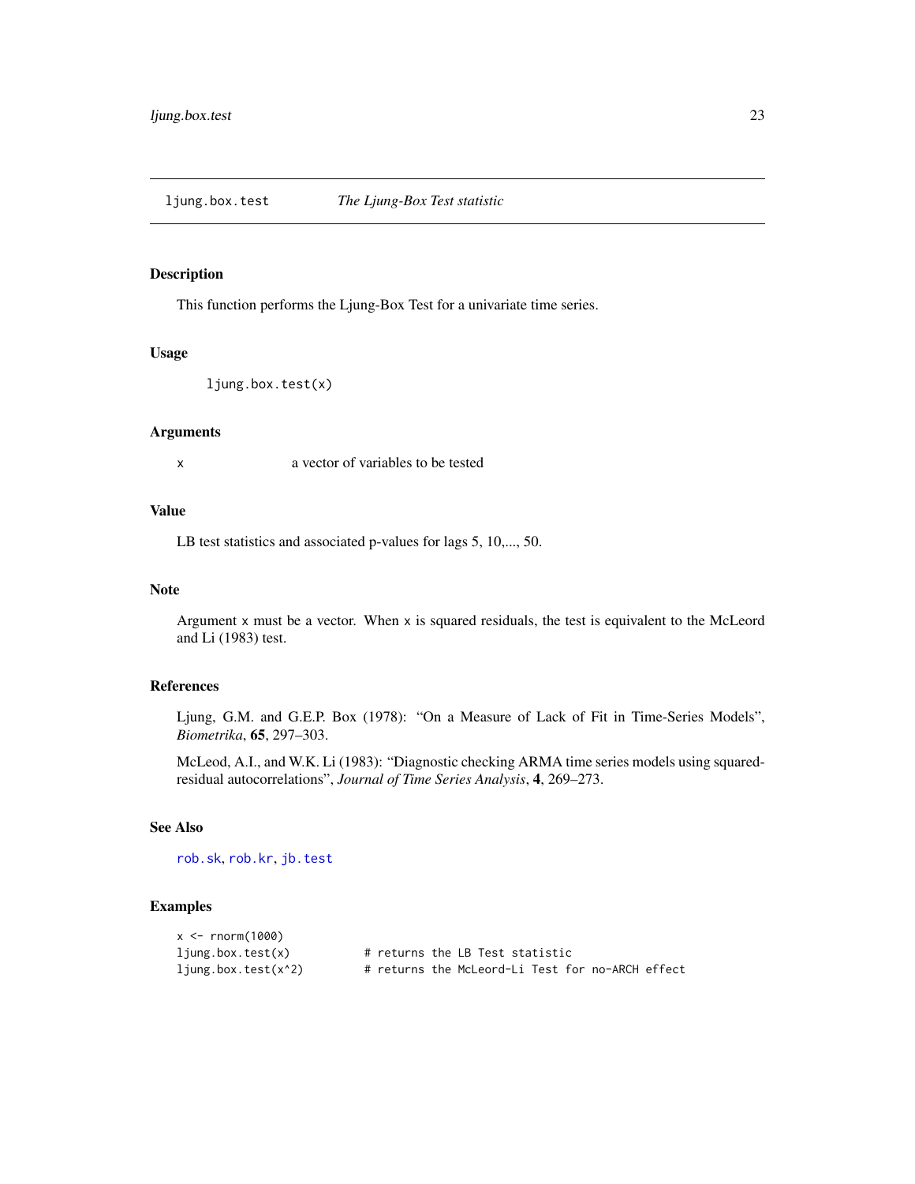## ljung.box.test — *The Ljung-Box Test statistic*

### Description

This function performs the Ljung-Box Test for a univariate time series.

### Usage

```
ljung.box.test(x)
```

### Arguments

| | |
|---|---|
| `x` | a vector of variables to be tested |

### Value

LB test statistics and associated p-values for lags 5, 10,..., 50.

### Note

Argument `x` must be a vector. When `x` is squared residuals, the test is equivalent to the McLeord and Li (1983) test.

### References

Ljung, G.M. and G.E.P. Box (1978): “On a Measure of Lack of Fit in Time-Series Models”, *Biometrika*, **65**, 297–303.

McLeod, A.I., and W.K. Li (1983): “Diagnostic checking ARMA time series models using squared-residual autocorrelations”, *Journal of Time Series Analysis*, **4**, 269–273.

### See Also

`rob.sk`, `rob.kr`, `jb.test`

### Examples

```
x <- rnorm(1000)
ljung.box.test(x)          # returns the LB Test statistic
ljung.box.test(x^2)        # returns the McLeord-Li Test for no-ARCH effect
```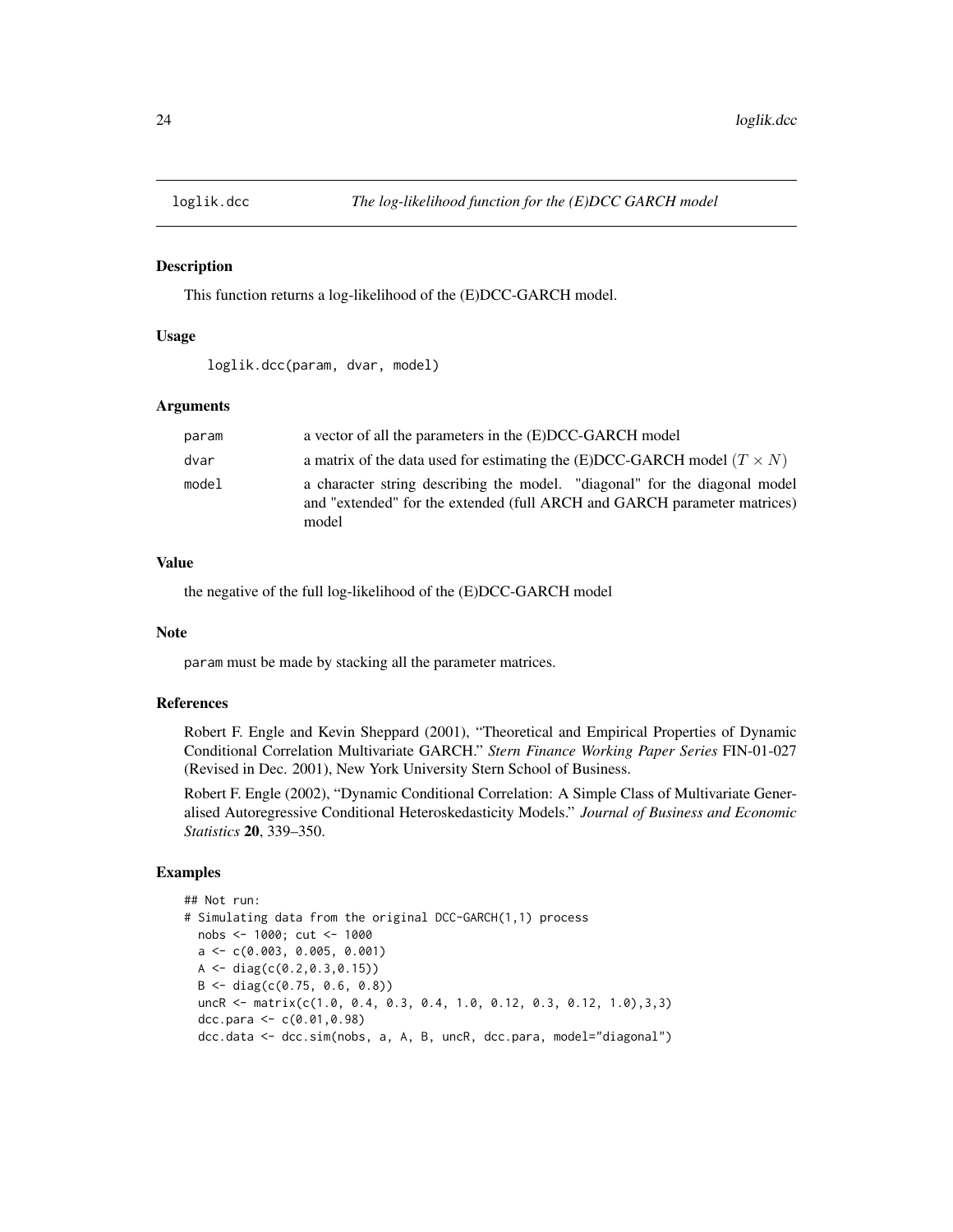# loglik.dcc

*The log-likelihood function for the (E)DCC GARCH model*

## Description

This function returns a log-likelihood of the (E)DCC-GARCH model.

## Usage

```
loglik.dcc(param, dvar, model)
```

## Arguments

| | |
|---|---|
| param | a vector of all the parameters in the (E)DCC-GARCH model |
| dvar | a matrix of the data used for estimating the (E)DCC-GARCH model $(T \times N)$ |
| model | a character string describing the model. "diagonal" for the diagonal model and "extended" for the extended (full ARCH and GARCH parameter matrices) model |

## Value

the negative of the full log-likelihood of the (E)DCC-GARCH model

## Note

param must be made by stacking all the parameter matrices.

## References

Robert F. Engle and Kevin Sheppard (2001), "Theoretical and Empirical Properties of Dynamic Conditional Correlation Multivariate GARCH." *Stern Finance Working Paper Series* FIN-01-027 (Revised in Dec. 2001), New York University Stern School of Business.

Robert F. Engle (2002), "Dynamic Conditional Correlation: A Simple Class of Multivariate Generalised Autoregressive Conditional Heteroskedasticity Models." *Journal of Business and Economic Statistics* **20**, 339–350.

## Examples

```
## Not run:
# Simulating data from the original DCC-GARCH(1,1) process
  nobs <- 1000; cut <- 1000
  a <- c(0.003, 0.005, 0.001)
  A <- diag(c(0.2,0.3,0.15))
  B <- diag(c(0.75, 0.6, 0.8))
  uncR <- matrix(c(1.0, 0.4, 0.3, 0.4, 1.0, 0.12, 0.3, 0.12, 1.0),3,3)
  dcc.para <- c(0.01,0.98)
  dcc.data <- dcc.sim(nobs, a, A, B, uncR, dcc.para, model="diagonal")
```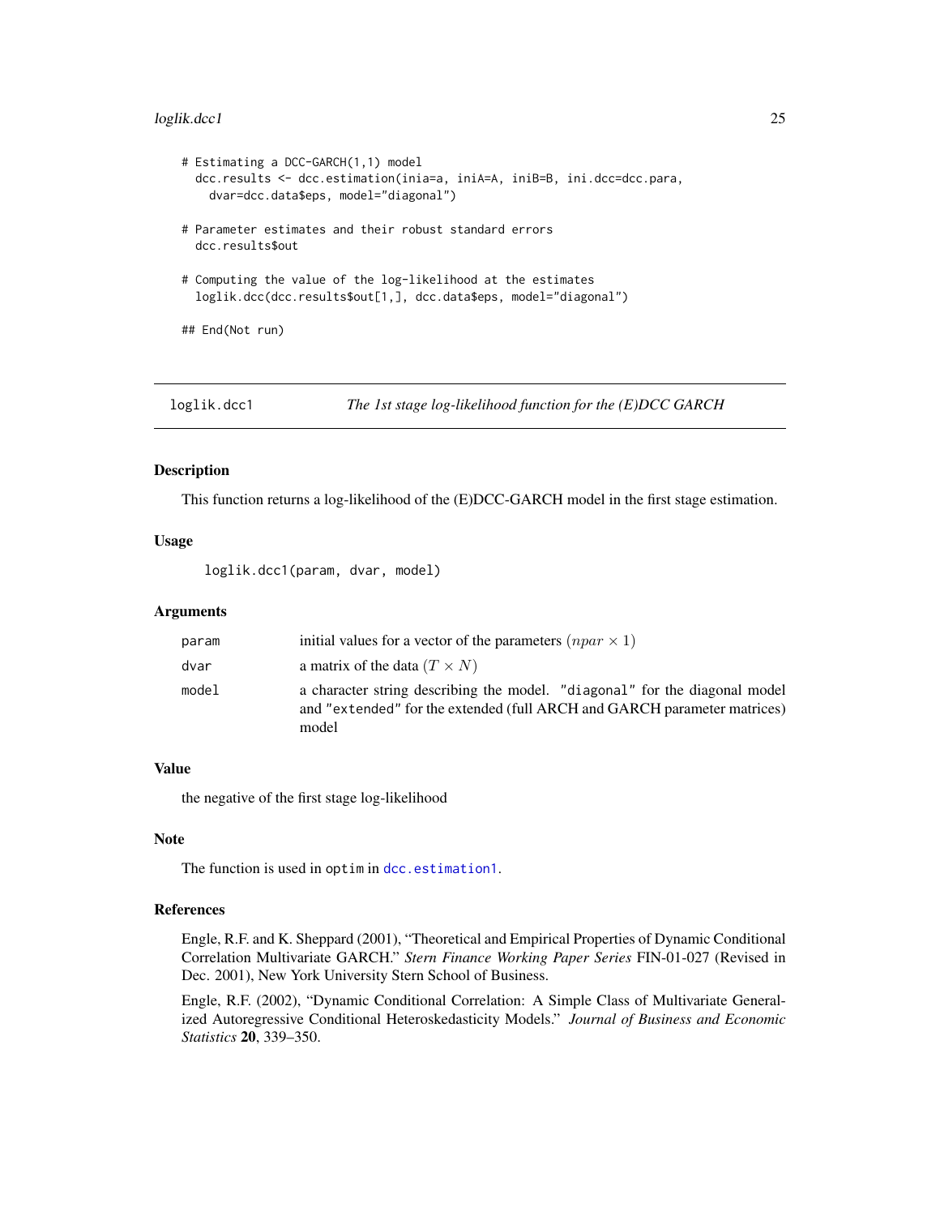```
# Estimating a DCC-GARCH(1,1) model
  dcc.results <- dcc.estimation(inia=a, iniA=A, iniB=B, ini.dcc=dcc.para,
    dvar=dcc.data$eps, model="diagonal")

# Parameter estimates and their robust standard errors
  dcc.results$out

# Computing the value of the log-likelihood at the estimates
  loglik.dcc(dcc.results$out[1,], dcc.data$eps, model="diagonal")

## End(Not run)
```

---

## loglik.dcc1 — *The 1st stage log-likelihood function for the (E)DCC GARCH*

### Description

This function returns a log-likelihood of the (E)DCC-GARCH model in the first stage estimation.

### Usage

```
loglik.dcc1(param, dvar, model)
```

### Arguments

| | |
|---|---|
| `param` | initial values for a vector of the parameters $(npar \times 1)$ |
| `dvar` | a matrix of the data $(T \times N)$ |
| `model` | a character string describing the model. `"diagonal"` for the diagonal model and `"extended"` for the extended (full ARCH and GARCH parameter matrices) model |

### Value

the negative of the first stage log-likelihood

### Note

The function is used in `optim` in `dcc.estimation1`.

### References

Engle, R.F. and K. Sheppard (2001), "Theoretical and Empirical Properties of Dynamic Conditional Correlation Multivariate GARCH." *Stern Finance Working Paper Series* FIN-01-027 (Revised in Dec. 2001), New York University Stern School of Business.

Engle, R.F. (2002), "Dynamic Conditional Correlation: A Simple Class of Multivariate Generalized Autoregressive Conditional Heteroskedasticity Models." *Journal of Business and Economic Statistics* **20**, 339–350.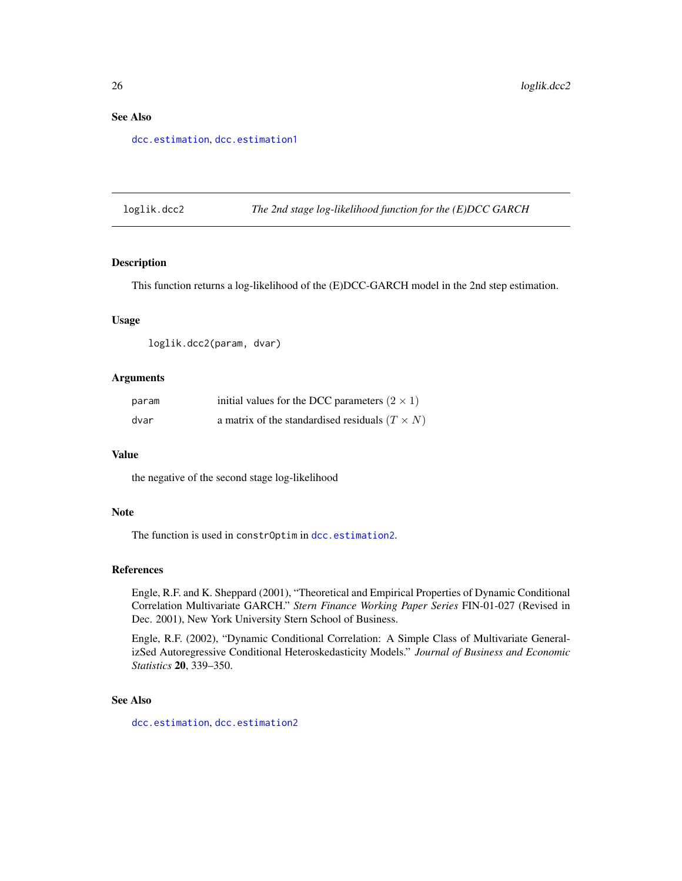## See Also

dcc.estimation, dcc.estimation1

---

# loglik.dcc2 — *The 2nd stage log-likelihood function for the (E)DCC GARCH*

## Description

This function returns a log-likelihood of the (E)DCC-GARCH model in the 2nd step estimation.

## Usage

```
loglik.dcc2(param, dvar)
```

## Arguments

| | |
|---|---|
| param | initial values for the DCC parameters $(2 \times 1)$ |
| dvar | a matrix of the standardised residuals $(T \times N)$ |

## Value

the negative of the second stage log-likelihood

## Note

The function is used in `constrOptim` in dcc.estimation2.

## References

Engle, R.F. and K. Sheppard (2001), "Theoretical and Empirical Properties of Dynamic Conditional Correlation Multivariate GARCH." *Stern Finance Working Paper Series* FIN-01-027 (Revised in Dec. 2001), New York University Stern School of Business.

Engle, R.F. (2002), "Dynamic Conditional Correlation: A Simple Class of Multivariate GeneralizSed Autoregressive Conditional Heteroskedasticity Models." *Journal of Business and Economic Statistics* **20**, 339–350.

## See Also

dcc.estimation, dcc.estimation2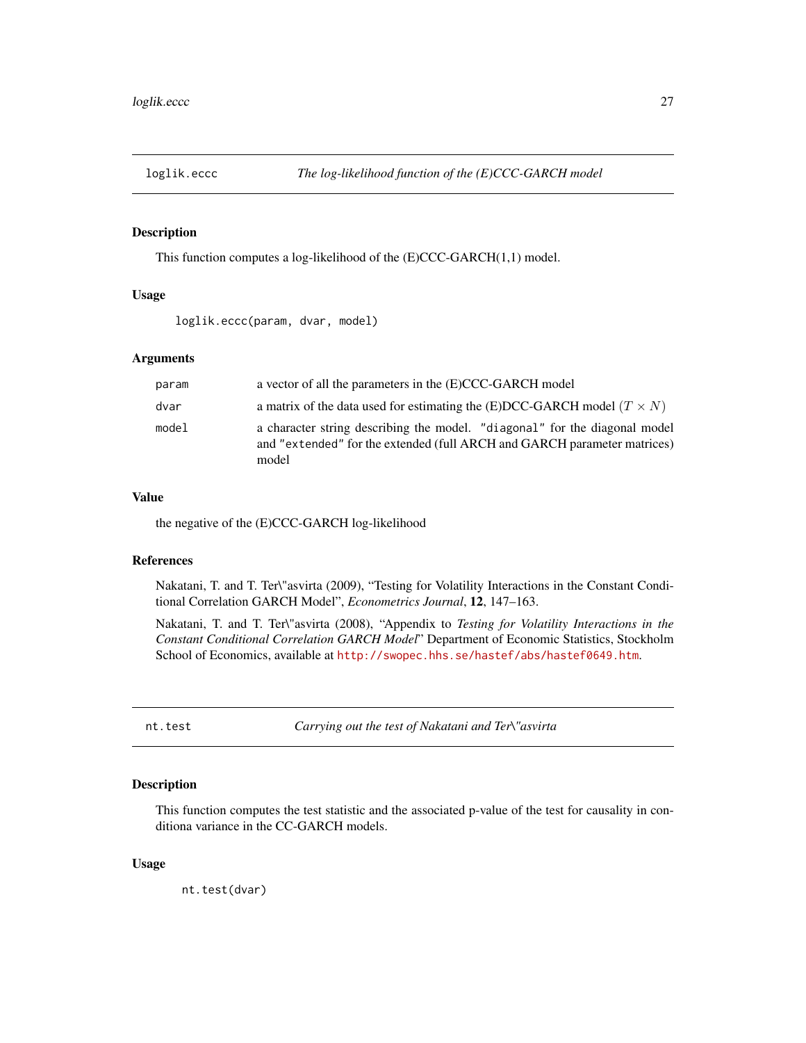## loglik.eccc — *The log-likelihood function of the (E)CCC-GARCH model*

### Description

This function computes a log-likelihood of the (E)CCC-GARCH(1,1) model.

### Usage

```
loglik.eccc(param, dvar, model)
```

### Arguments

| | |
|---|---|
| `param` | a vector of all the parameters in the (E)CCC-GARCH model |
| `dvar` | a matrix of the data used for estimating the (E)DCC-GARCH model $(T \times N)$ |
| `model` | a character string describing the model. `"diagonal"` for the diagonal model and `"extended"` for the extended (full ARCH and GARCH parameter matrices) model |

### Value

the negative of the (E)CCC-GARCH log-likelihood

### References

Nakatani, T. and T. Ter\"asvirta (2009), "Testing for Volatility Interactions in the Constant Conditional Correlation GARCH Model", *Econometrics Journal*, **12**, 147–163.

Nakatani, T. and T. Ter\"asvirta (2008), "Appendix to *Testing for Volatility Interactions in the Constant Conditional Correlation GARCH Model*" Department of Economic Statistics, Stockholm School of Economics, available at http://swopec.hhs.se/hastef/abs/hastef0649.htm.

## nt.test — *Carrying out the test of Nakatani and Ter\"asvirta*

### Description

This function computes the test statistic and the associated p-value of the test for causality in conditiona variance in the CC-GARCH models.

### Usage

```
nt.test(dvar)
```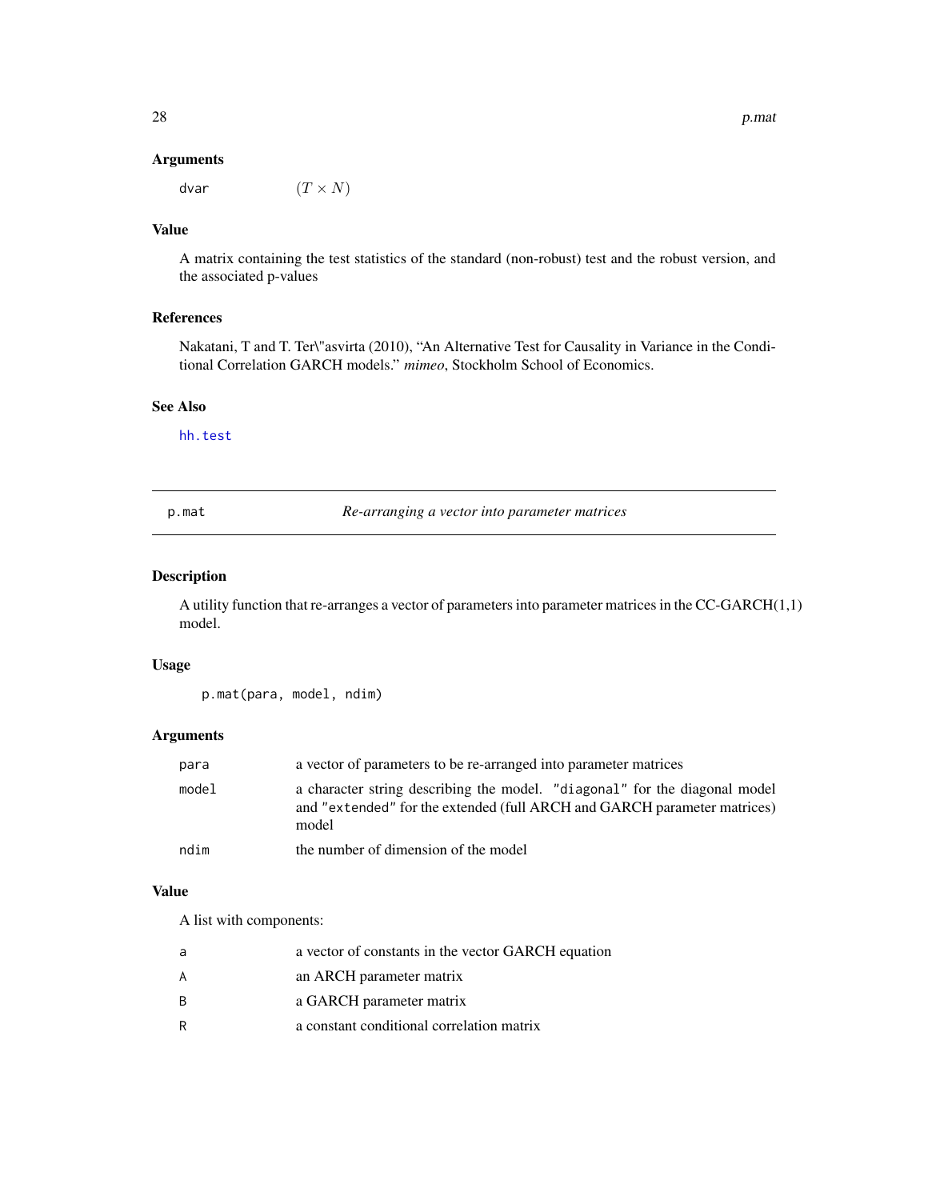### Arguments

| | |
|---|---|
| dvar | $(T \times N)$ |

### Value

A matrix containing the test statistics of the standard (non-robust) test and the robust version, and the associated p-values

### References

Nakatani, T and T. Ter\"asvirta (2010), "An Alternative Test for Causality in Variance in the Conditional Correlation GARCH models." *mimeo*, Stockholm School of Economics.

### See Also

hh.test

---

## p.mat — *Re-arranging a vector into parameter matrices*

### Description

A utility function that re-arranges a vector of parameters into parameter matrices in the CC-GARCH(1,1) model.

### Usage

```
p.mat(para, model, ndim)
```

### Arguments

| | |
|---|---|
| para | a vector of parameters to be re-arranged into parameter matrices |
| model | a character string describing the model. "diagonal" for the diagonal model and "extended" for the extended (full ARCH and GARCH parameter matrices) model |
| ndim | the number of dimension of the model |

### Value

A list with components:

| | |
|---|---|
| a | a vector of constants in the vector GARCH equation |
| A | an ARCH parameter matrix |
| B | a GARCH parameter matrix |
| R | a constant conditional correlation matrix |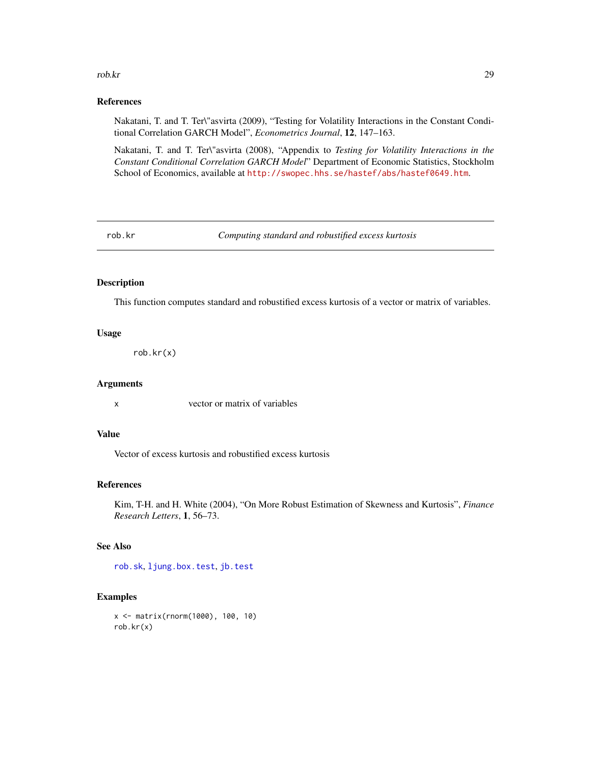## References

Nakatani, T. and T. Ter\"asvirta (2009), "Testing for Volatility Interactions in the Constant Conditional Correlation GARCH Model", *Econometrics Journal*, **12**, 147–163.

Nakatani, T. and T. Ter\"asvirta (2008), "Appendix to *Testing for Volatility Interactions in the Constant Conditional Correlation GARCH Model*" Department of Economic Statistics, Stockholm School of Economics, available at http://swopec.hhs.se/hastef/abs/hastef0649.htm.

---

# rob.kr — *Computing standard and robustified excess kurtosis*

---

## Description

This function computes standard and robustified excess kurtosis of a vector or matrix of variables.

## Usage

```
rob.kr(x)
```

## Arguments

| | |
|---|---|
| x | vector or matrix of variables |

## Value

Vector of excess kurtosis and robustified excess kurtosis

## References

Kim, T-H. and H. White (2004), "On More Robust Estimation of Skewness and Kurtosis", *Finance Research Letters*, **1**, 56–73.

## See Also

rob.sk, ljung.box.test, jb.test

## Examples

```
x <- matrix(rnorm(1000), 100, 10)
rob.kr(x)
```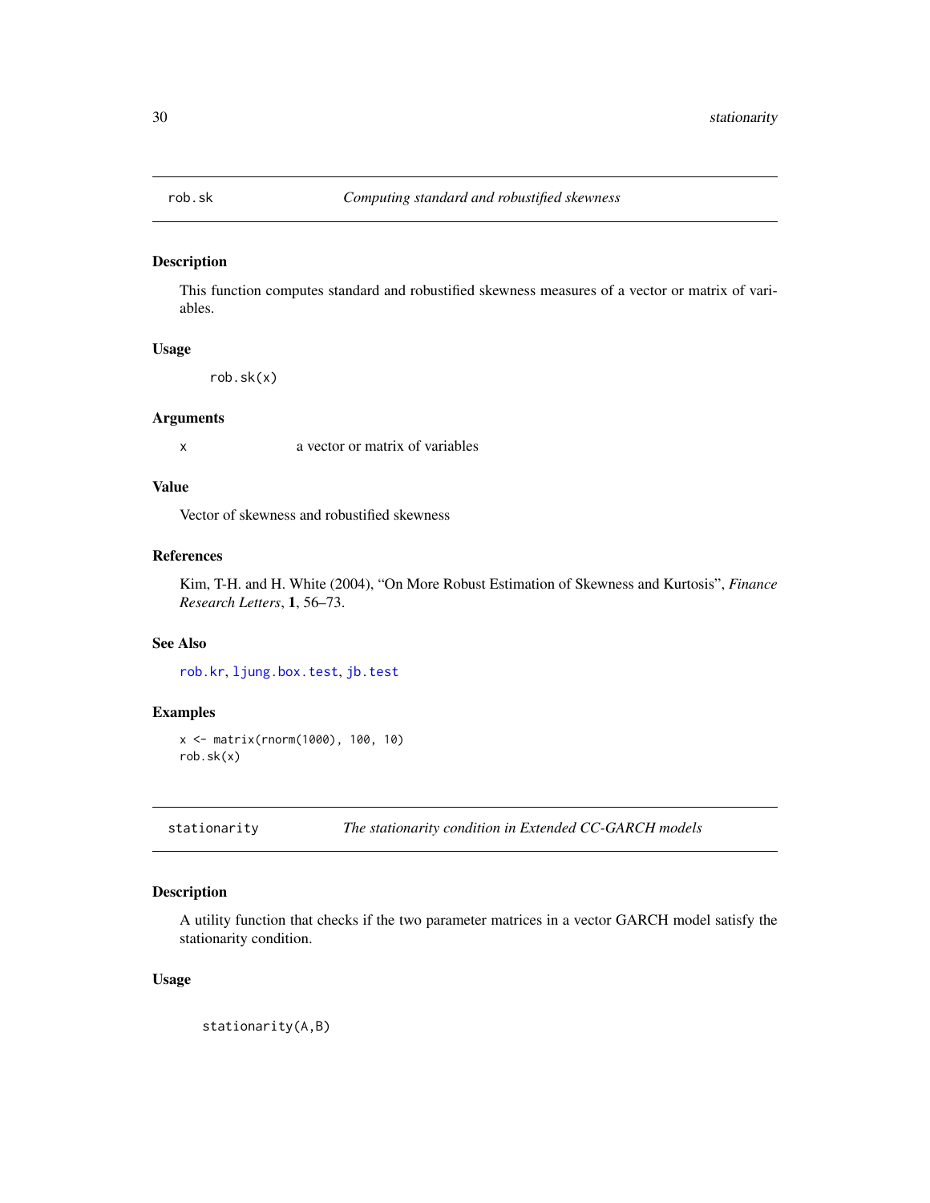## rob.sk — *Computing standard and robustified skewness*

### Description

This function computes standard and robustified skewness measures of a vector or matrix of variables.

### Usage

```
rob.sk(x)
```

### Arguments

| | |
|---|---|
| x | a vector or matrix of variables |

### Value

Vector of skewness and robustified skewness

### References

Kim, T-H. and H. White (2004), "On More Robust Estimation of Skewness and Kurtosis", *Finance Research Letters*, **1**, 56–73.

### See Also

rob.kr, ljung.box.test, jb.test

### Examples

```
x <- matrix(rnorm(1000), 100, 10)
rob.sk(x)
```

## stationarity — *The stationarity condition in Extended CC-GARCH models*

### Description

A utility function that checks if the two parameter matrices in a vector GARCH model satisfy the stationarity condition.

### Usage

```
stationarity(A,B)
```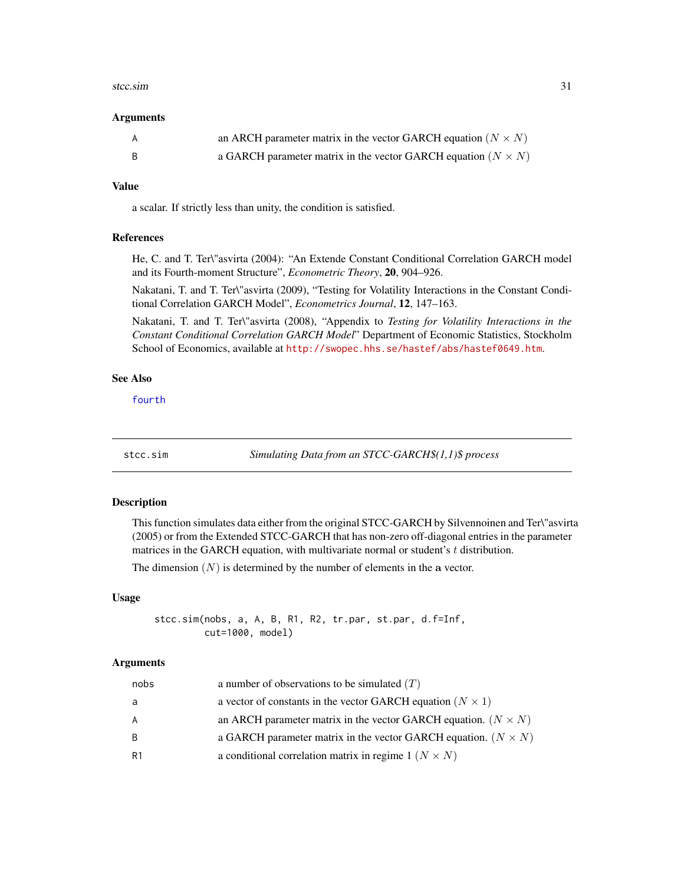### Arguments

| | |
|---|---|
| A | an ARCH parameter matrix in the vector GARCH equation $(N \times N)$ |
| B | a GARCH parameter matrix in the vector GARCH equation $(N \times N)$ |

### Value

a scalar. If strictly less than unity, the condition is satisfied.

### References

He, C. and T. Ter\"asvirta (2004): "An Extende Constant Conditional Correlation GARCH model and its Fourth-moment Structure", *Econometric Theory*, **20**, 904–926.

Nakatani, T. and T. Ter\"asvirta (2009), "Testing for Volatility Interactions in the Constant Conditional Correlation GARCH Model", *Econometrics Journal*, **12**, 147–163.

Nakatani, T. and T. Ter\"asvirta (2008), "Appendix to *Testing for Volatility Interactions in the Constant Conditional Correlation GARCH Model*" Department of Economic Statistics, Stockholm School of Economics, available at http://swopec.hhs.se/hastef/abs/hastef0649.htm.

### See Also

fourth

---

## stcc.sim — *Simulating Data from an STCC-GARCH$(1,1)$ process*

### Description

This function simulates data either from the original STCC-GARCH by Silvennoinen and Ter\"asvirta (2005) or from the Extended STCC-GARCH that has non-zero off-diagonal entries in the parameter matrices in the GARCH equation, with multivariate normal or student's $t$ distribution.

The dimension $(N)$ is determined by the number of elements in the $\mathbf{a}$ vector.

### Usage

```
stcc.sim(nobs, a, A, B, R1, R2, tr.par, st.par, d.f=Inf,
        cut=1000, model)
```

### Arguments

| | |
|---|---|
| nobs | a number of observations to be simulated $(T)$ |
| a | a vector of constants in the vector GARCH equation $(N \times 1)$ |
| A | an ARCH parameter matrix in the vector GARCH equation. $(N \times N)$ |
| B | a GARCH parameter matrix in the vector GARCH equation. $(N \times N)$ |
| R1 | a conditional correlation matrix in regime 1 $(N \times N)$ |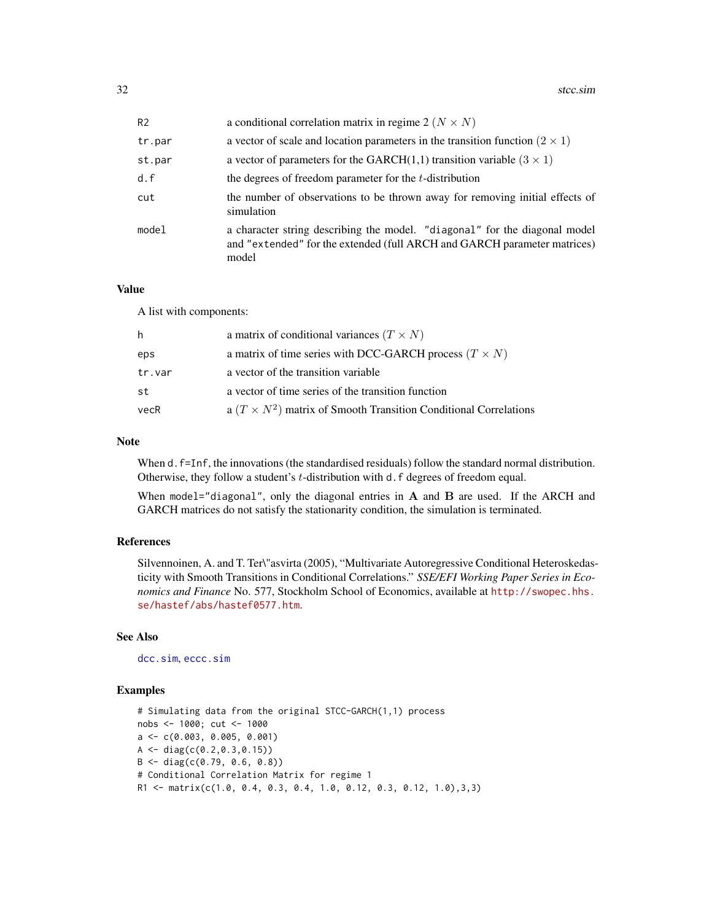| | |
|---|---|
| R2 | a conditional correlation matrix in regime 2 $(N \times N)$ |
| tr.par | a vector of scale and location parameters in the transition function $(2 \times 1)$ |
| st.par | a vector of parameters for the GARCH(1,1) transition variable $(3 \times 1)$ |
| d.f | the degrees of freedom parameter for the $t$-distribution |
| cut | the number of observations to be thrown away for removing initial effects of simulation |
| model | a character string describing the model. "diagonal" for the diagonal model and "extended" for the extended (full ARCH and GARCH parameter matrices) model |

## Value

A list with components:

| | |
|---|---|
| h | a matrix of conditional variances $(T \times N)$ |
| eps | a matrix of time series with DCC-GARCH process $(T \times N)$ |
| tr.var | a vector of the transition variable |
| st | a vector of time series of the transition function |
| vecR | a $(T \times N^2)$ matrix of Smooth Transition Conditional Correlations |

## Note

When d.f=Inf, the innovations (the standardised residuals) follow the standard normal distribution. Otherwise, they follow a student's $t$-distribution with d.f degrees of freedom equal.

When model="diagonal", only the diagonal entries in $\mathbf{A}$ and $\mathbf{B}$ are used. If the ARCH and GARCH matrices do not satisfy the stationarity condition, the simulation is terminated.

## References

Silvennoinen, A. and T. Ter\"asvirta (2005), "Multivariate Autoregressive Conditional Heteroskedasticity with Smooth Transitions in Conditional Correlations." *SSE/EFI Working Paper Series in Economics and Finance* No. 577, Stockholm School of Economics, available at http://swopec.hhs.se/hastef/abs/hastef0577.htm.

## See Also

dcc.sim, eccc.sim

## Examples

```
# Simulating data from the original STCC-GARCH(1,1) process
nobs <- 1000; cut <- 1000
a <- c(0.003, 0.005, 0.001)
A <- diag(c(0.2,0.3,0.15))
B <- diag(c(0.79, 0.6, 0.8))
# Conditional Correlation Matrix for regime 1
R1 <- matrix(c(1.0, 0.4, 0.3, 0.4, 1.0, 0.12, 0.3, 0.12, 1.0),3,3)
```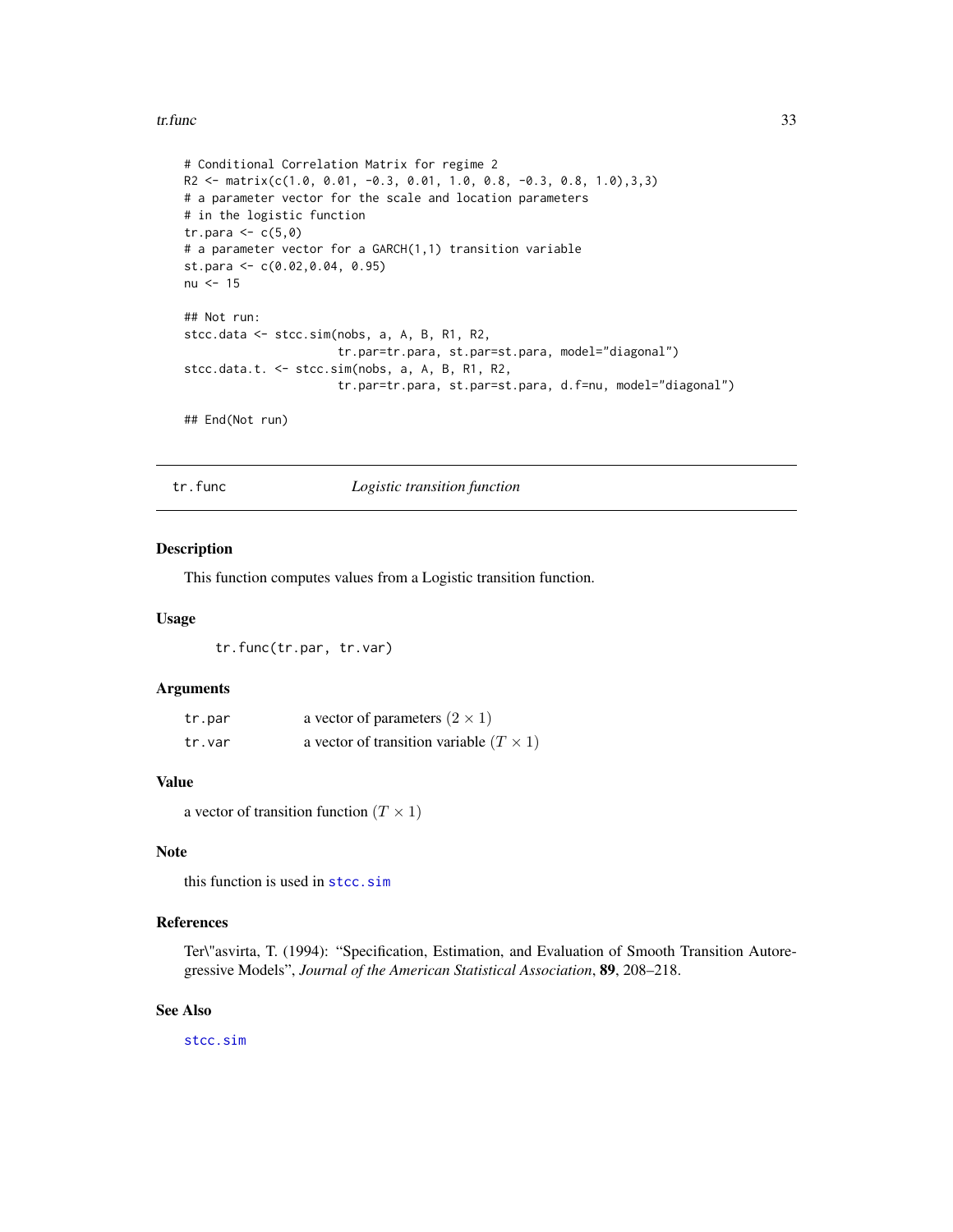```
# Conditional Correlation Matrix for regime 2
R2 <- matrix(c(1.0, 0.01, -0.3, 0.01, 1.0, 0.8, -0.3, 0.8, 1.0),3,3)
# a parameter vector for the scale and location parameters
# in the logistic function
tr.para <- c(5,0)
# a parameter vector for a GARCH(1,1) transition variable
st.para <- c(0.02,0.04, 0.95)
nu <- 15

## Not run:
stcc.data <- stcc.sim(nobs, a, A, B, R1, R2,
                      tr.par=tr.para, st.par=st.para, model="diagonal")
stcc.data.t. <- stcc.sim(nobs, a, A, B, R1, R2,
                      tr.par=tr.para, st.par=st.para, d.f=nu, model="diagonal")

## End(Not run)
```

---

## tr.func — *Logistic transition function*

### Description

This function computes values from a Logistic transition function.

### Usage

```
tr.func(tr.par, tr.var)
```

### Arguments

| | |
|---|---|
| tr.par | a vector of parameters $(2 \times 1)$ |
| tr.var | a vector of transition variable $(T \times 1)$ |

### Value

a vector of transition function $(T \times 1)$

### Note

this function is used in stcc.sim

### References

Ter\"asvirta, T. (1994): "Specification, Estimation, and Evaluation of Smooth Transition Autoregressive Models", *Journal of the American Statistical Association*, **89**, 208–218.

### See Also

stcc.sim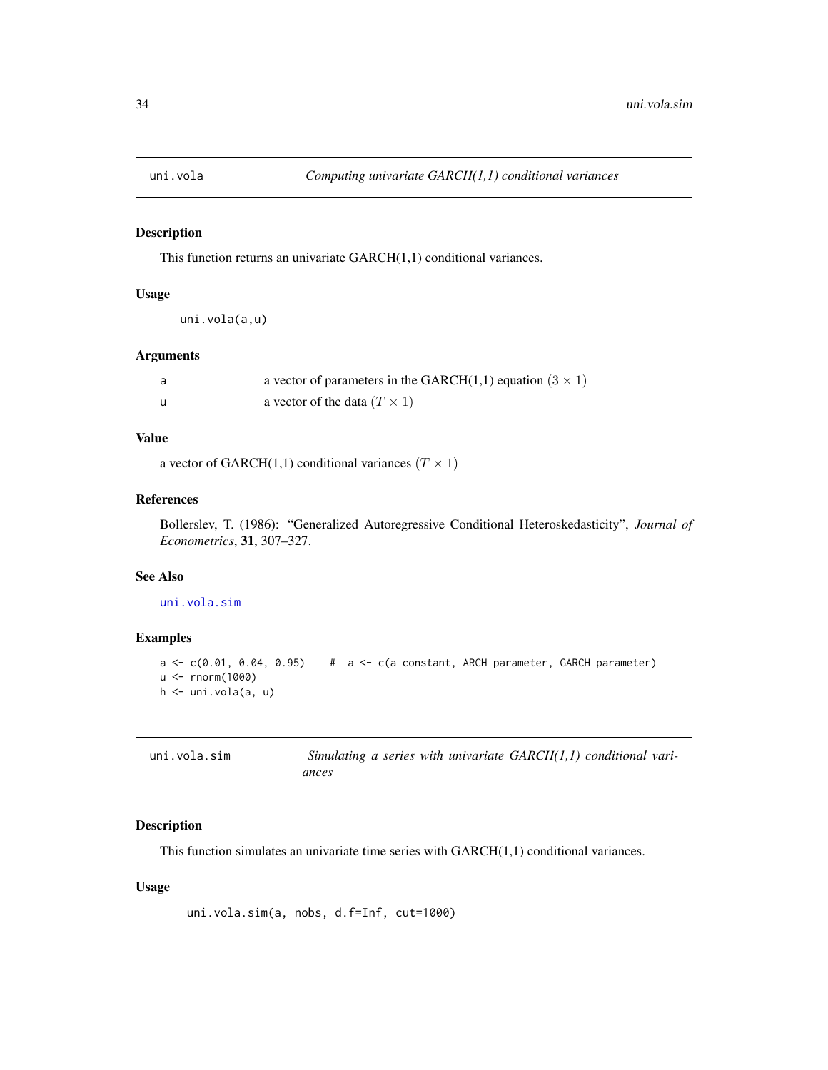## uni.vola — *Computing univariate GARCH(1,1) conditional variances*

### Description

This function returns an univariate GARCH(1,1) conditional variances.

### Usage

```
uni.vola(a,u)
```

### Arguments

| | |
|---|---|
| a | a vector of parameters in the GARCH(1,1) equation $(3 \times 1)$ |
| u | a vector of the data $(T \times 1)$ |

### Value

a vector of GARCH(1,1) conditional variances $(T \times 1)$

### References

Bollerslev, T. (1986): "Generalized Autoregressive Conditional Heteroskedasticity", *Journal of Econometrics*, **31**, 307–327.

### See Also

uni.vola.sim

### Examples

```
a <- c(0.01, 0.04, 0.95)    #  a <- c(a constant, ARCH parameter, GARCH parameter)
u <- rnorm(1000)
h <- uni.vola(a, u)
```

## uni.vola.sim — *Simulating a series with univariate GARCH(1,1) conditional variances*

### Description

This function simulates an univariate time series with GARCH(1,1) conditional variances.

### Usage

```
uni.vola.sim(a, nobs, d.f=Inf, cut=1000)
```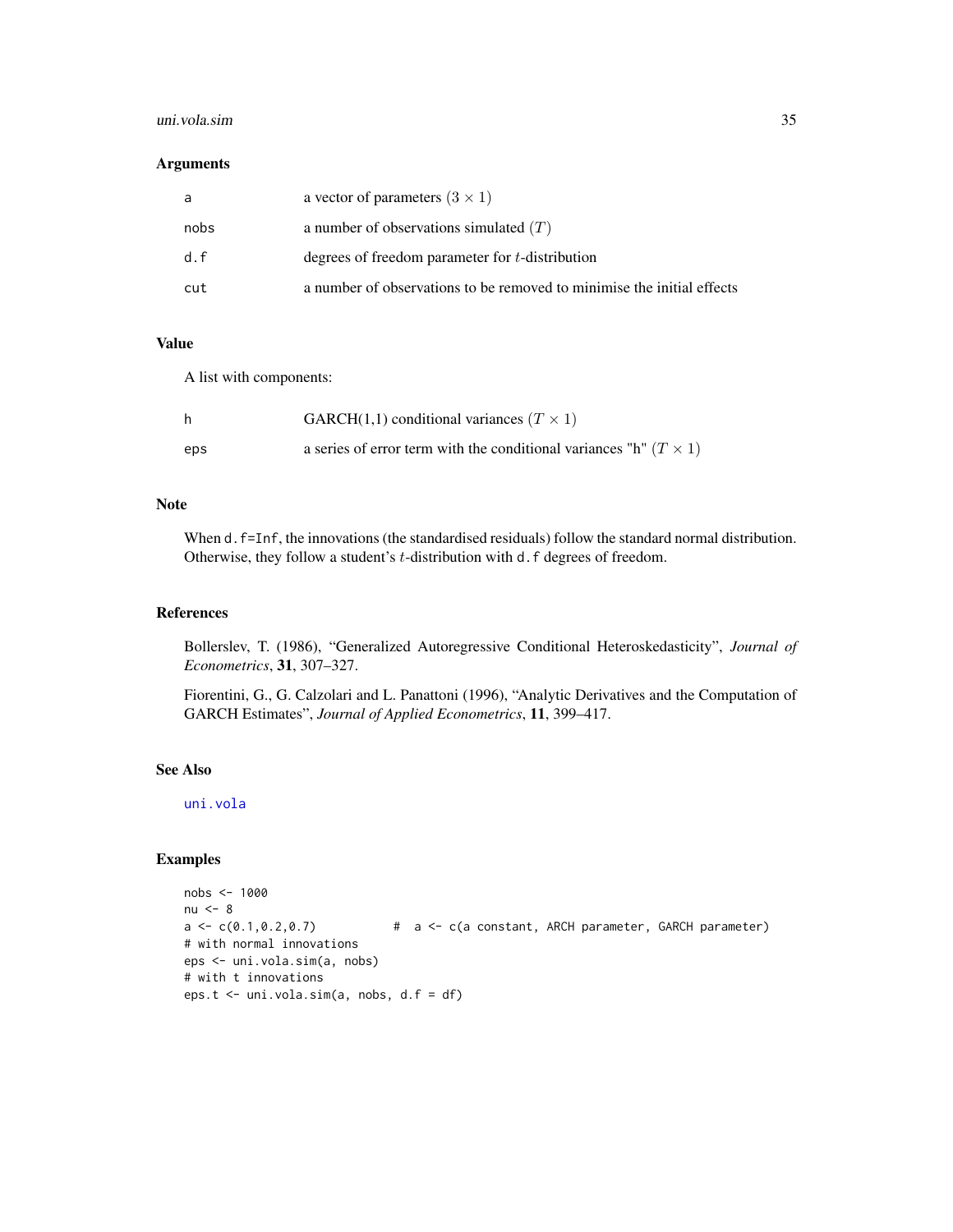### Arguments

| | |
|---|---|
| a | a vector of parameters $(3 \times 1)$ |
| nobs | a number of observations simulated $(T)$ |
| d.f | degrees of freedom parameter for $t$-distribution |
| cut | a number of observations to be removed to minimise the initial effects |

### Value

A list with components:

| | |
|---|---|
| h | GARCH(1,1) conditional variances $(T \times 1)$ |
| eps | a series of error term with the conditional variances "h" $(T \times 1)$ |

### Note

When `d.f=Inf`, the innovations (the standardised residuals) follow the standard normal distribution. Otherwise, they follow a student's $t$-distribution with `d.f` degrees of freedom.

### References

Bollerslev, T. (1986), "Generalized Autoregressive Conditional Heteroskedasticity", *Journal of Econometrics*, **31**, 307–327.

Fiorentini, G., G. Calzolari and L. Panattoni (1996), "Analytic Derivatives and the Computation of GARCH Estimates", *Journal of Applied Econometrics*, **11**, 399–417.

### See Also

uni.vola

### Examples

```
nobs <- 1000
nu <- 8
a <- c(0.1,0.2,0.7)          #  a <- c(a constant, ARCH parameter, GARCH parameter)
# with normal innovations
eps <- uni.vola.sim(a, nobs)
# with t innovations
eps.t <- uni.vola.sim(a, nobs, d.f = df)
```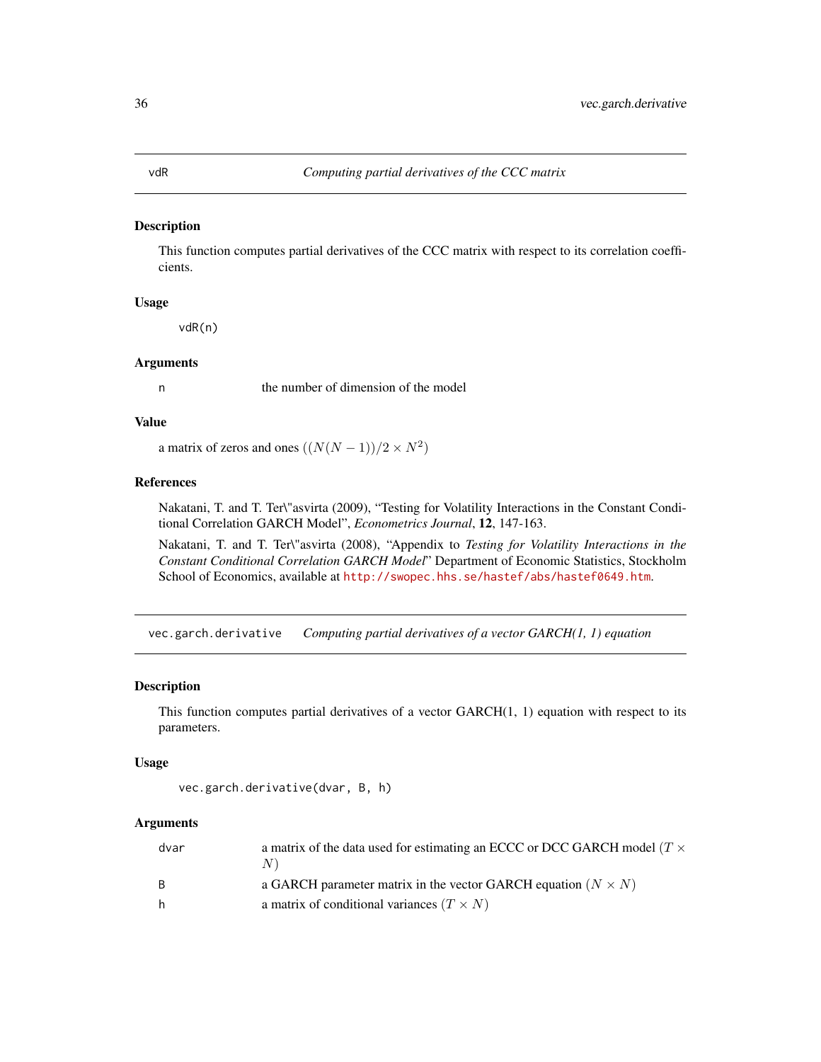## vdR — *Computing partial derivatives of the CCC matrix*

### Description

This function computes partial derivatives of the CCC matrix with respect to its correlation coefficients.

### Usage

```
vdR(n)
```

### Arguments

| | |
|---|---|
| n | the number of dimension of the model |

### Value

a matrix of zeros and ones $((N(N-1))/2 \times N^2)$

### References

Nakatani, T. and T. Ter\"asvirta (2009), "Testing for Volatility Interactions in the Constant Conditional Correlation GARCH Model", *Econometrics Journal*, **12**, 147-163.

Nakatani, T. and T. Ter\"asvirta (2008), "Appendix to *Testing for Volatility Interactions in the Constant Conditional Correlation GARCH Model*" Department of Economic Statistics, Stockholm School of Economics, available at http://swopec.hhs.se/hastef/abs/hastef0649.htm.

## vec.garch.derivative — *Computing partial derivatives of a vector GARCH(1, 1) equation*

### Description

This function computes partial derivatives of a vector GARCH(1, 1) equation with respect to its parameters.

### Usage

```
vec.garch.derivative(dvar, B, h)
```

### Arguments

| | |
|---|---|
| dvar | a matrix of the data used for estimating an ECCC or DCC GARCH model $(T \times N)$ |
| B | a GARCH parameter matrix in the vector GARCH equation $(N \times N)$ |
| h | a matrix of conditional variances $(T \times N)$ |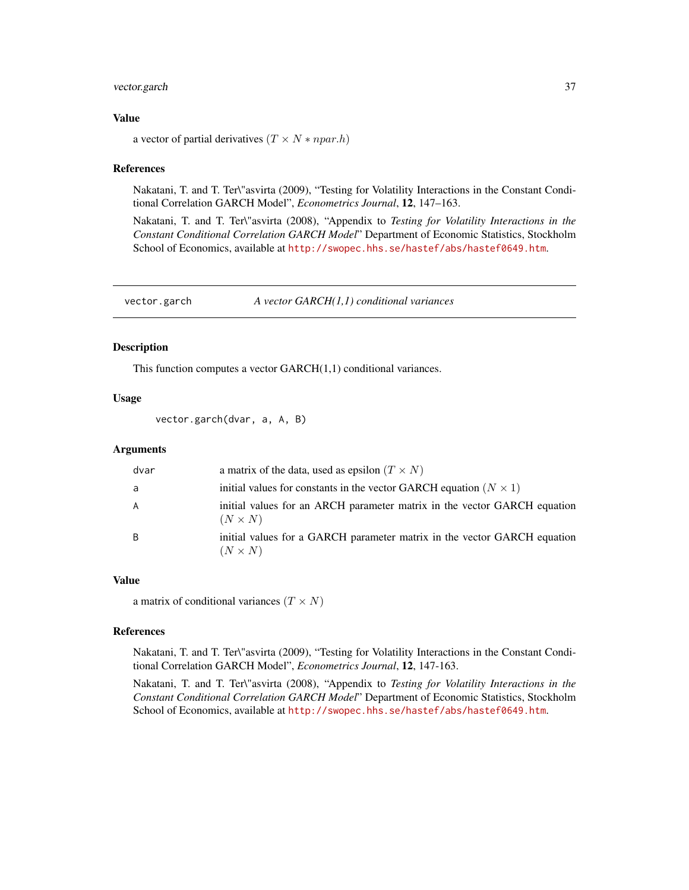### Value

a vector of partial derivatives $(T \times N * npar.h)$

### References

Nakatani, T. and T. Ter\"asvirta (2009), "Testing for Volatility Interactions in the Constant Conditional Correlation GARCH Model", *Econometrics Journal*, **12**, 147–163.

Nakatani, T. and T. Ter\"asvirta (2008), "Appendix to *Testing for Volatility Interactions in the Constant Conditional Correlation GARCH Model*" Department of Economic Statistics, Stockholm School of Economics, available at http://swopec.hhs.se/hastef/abs/hastef0649.htm.

---

## vector.garch — *A vector GARCH(1,1) conditional variances*

### Description

This function computes a vector GARCH(1,1) conditional variances.

### Usage

```
vector.garch(dvar, a, A, B)
```

### Arguments

| | |
|---|---|
| dvar | a matrix of the data, used as epsilon $(T \times N)$ |
| a | initial values for constants in the vector GARCH equation $(N \times 1)$ |
| A | initial values for an ARCH parameter matrix in the vector GARCH equation $(N \times N)$ |
| B | initial values for a GARCH parameter matrix in the vector GARCH equation $(N \times N)$ |

### Value

a matrix of conditional variances $(T \times N)$

### References

Nakatani, T. and T. Ter\"asvirta (2009), "Testing for Volatility Interactions in the Constant Conditional Correlation GARCH Model", *Econometrics Journal*, **12**, 147-163.

Nakatani, T. and T. Ter\"asvirta (2008), "Appendix to *Testing for Volatility Interactions in the Constant Conditional Correlation GARCH Model*" Department of Economic Statistics, Stockholm School of Economics, available at http://swopec.hhs.se/hastef/abs/hastef0649.htm.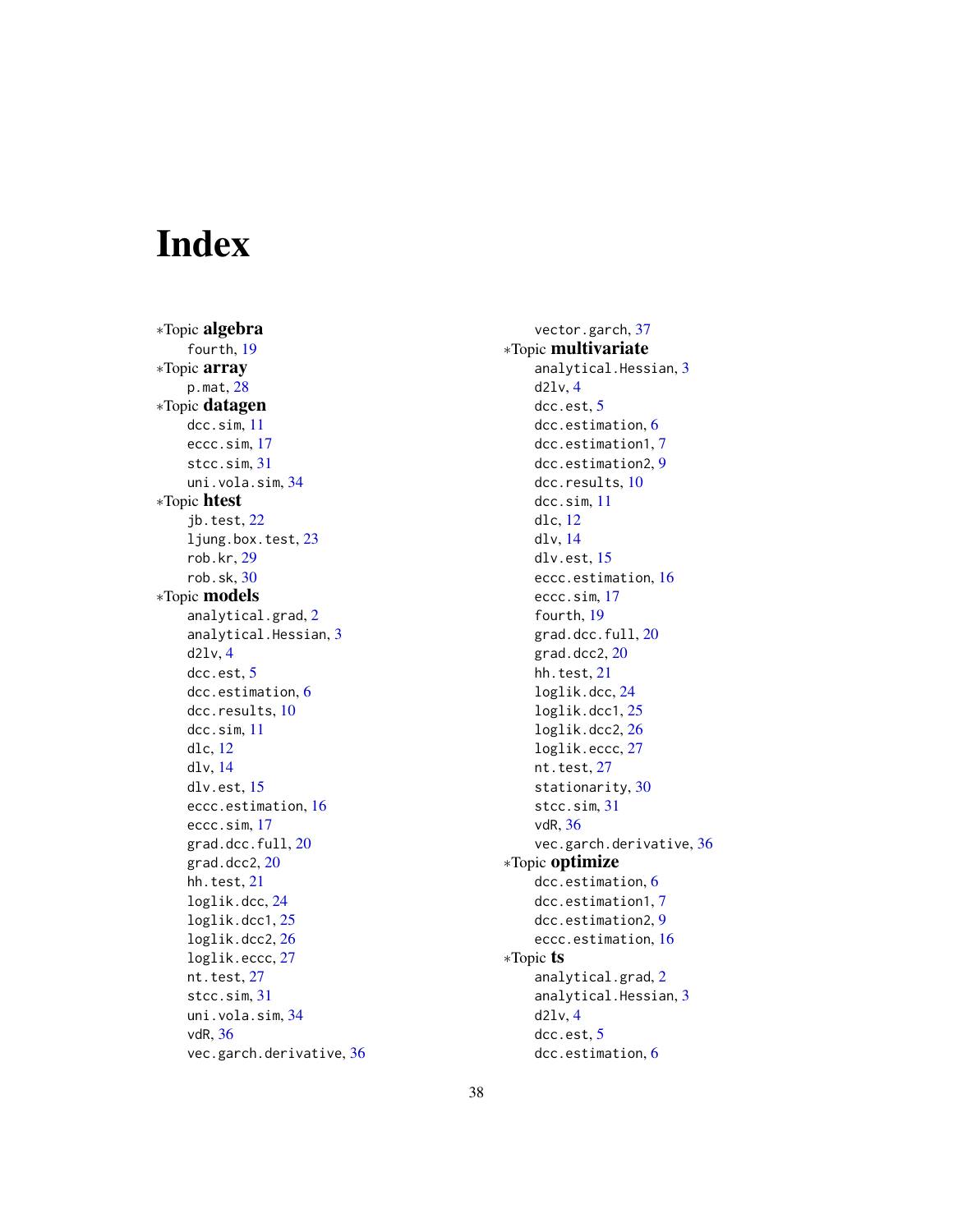# Index

*Topic **algebra**
  fourth, 19
*Topic **array**
  p.mat, 28
*Topic **datagen**
  dcc.sim, 11
  eccc.sim, 17
  stcc.sim, 31
  uni.vola.sim, 34
*Topic **htest**
  jb.test, 22
  ljung.box.test, 23
  rob.kr, 29
  rob.sk, 30
*Topic **models**
  analytical.grad, 2
  analytical.Hessian, 3
  d2lv, 4
  dcc.est, 5
  dcc.estimation, 6
  dcc.results, 10
  dcc.sim, 11
  dlc, 12
  dlv, 14
  dlv.est, 15
  eccc.estimation, 16
  eccc.sim, 17
  grad.dcc.full, 20
  grad.dcc2, 20
  hh.test, 21
  loglik.dcc, 24
  loglik.dcc1, 25
  loglik.dcc2, 26
  loglik.eccc, 27
  nt.test, 27
  stcc.sim, 31
  uni.vola.sim, 34
  vdR, 36
  vec.garch.derivative, 36
  vector.garch, 37
*Topic **multivariate**
  analytical.Hessian, 3
  d2lv, 4
  dcc.est, 5
  dcc.estimation, 6
  dcc.estimation1, 7
  dcc.estimation2, 9
  dcc.results, 10
  dcc.sim, 11
  dlc, 12
  dlv, 14
  dlv.est, 15
  eccc.estimation, 16
  eccc.sim, 17
  fourth, 19
  grad.dcc.full, 20
  grad.dcc2, 20
  hh.test, 21
  loglik.dcc, 24
  loglik.dcc1, 25
  loglik.dcc2, 26
  loglik.eccc, 27
  nt.test, 27
  stationarity, 30
  stcc.sim, 31
  vdR, 36
  vec.garch.derivative, 36
*Topic **optimize**
  dcc.estimation, 6
  dcc.estimation1, 7
  dcc.estimation2, 9
  eccc.estimation, 16
*Topic **ts**
  analytical.grad, 2
  analytical.Hessian, 3
  d2lv, 4
  dcc.est, 5
  dcc.estimation, 6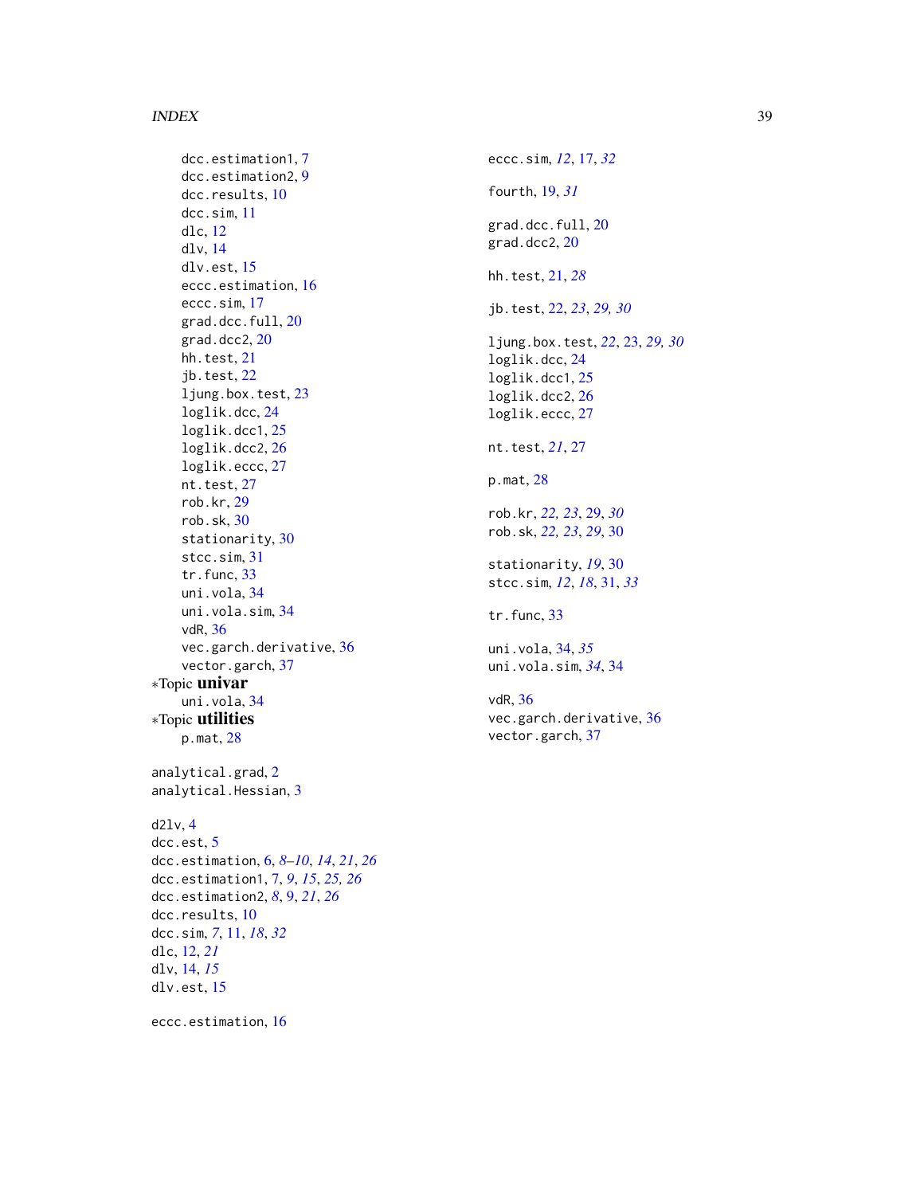dcc.estimation1, 7
dcc.estimation2, 9
dcc.results, 10
dcc.sim, 11
dlc, 12
dlv, 14
dlv.est, 15
eccc.estimation, 16
eccc.sim, 17
grad.dcc.full, 20
grad.dcc2, 20
hh.test, 21
jb.test, 22
ljung.box.test, 23
loglik.dcc, 24
loglik.dcc1, 25
loglik.dcc2, 26
loglik.eccc, 27
nt.test, 27
rob.kr, 29
rob.sk, 30
stationarity, 30
stcc.sim, 31
tr.func, 33
uni.vola, 34
uni.vola.sim, 34
vdR, 36
vec.garch.derivative, 36
vector.garch, 37

∗Topic **univar**

uni.vola, 34

∗Topic **utilities**

p.mat, 28

analytical.grad, 2
analytical.Hessian, 3

d2lv, 4
dcc.est, 5
dcc.estimation, 6, *8–10*, *14*, *21*, *26*
dcc.estimation1, 7, *9*, *15*, *25*, *26*
dcc.estimation2, *8*, 9, *21*, *26*
dcc.results, 10
dcc.sim, *7*, 11, *18*, *32*
dlc, 12, *21*
dlv, 14, *15*
dlv.est, 15

eccc.estimation, 16
eccc.sim, *12*, 17, *32*

fourth, 19, *31*

grad.dcc.full, 20
grad.dcc2, 20

hh.test, 21, *28*

jb.test, 22, *23*, *29*, *30*

ljung.box.test, *22*, 23, *29*, *30*
loglik.dcc, 24
loglik.dcc1, 25
loglik.dcc2, 26
loglik.eccc, 27

nt.test, *21*, 27

p.mat, 28

rob.kr, *22*, *23*, 29, *30*
rob.sk, *22*, *23*, *29*, 30

stationarity, *19*, 30
stcc.sim, *12*, *18*, 31, *33*

tr.func, 33

uni.vola, 34, *35*
uni.vola.sim, *34*, 34

vdR, 36
vec.garch.derivative, 36
vector.garch, 37